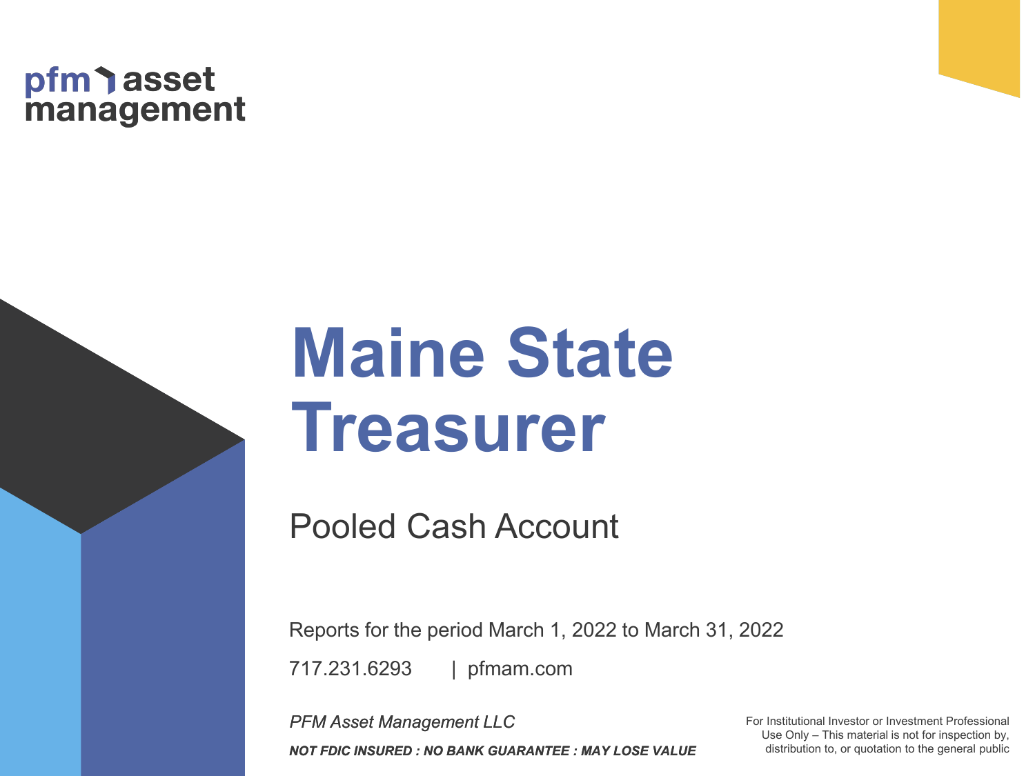pfm asset management

# Maine State Treasurer

## Pooled Cash Account

Reports for the period March 1, 2022 to March 31, 2022

717.231.6293 | pfmam.com

*PFM Asset Management LLC*

***NOT FDIC INSURED : NO BANK GUARANTEE : MAY LOSE VALUE***

For Institutional Investor or Investment Professional Use Only – This material is not for inspection by, distribution to, or quotation to the general public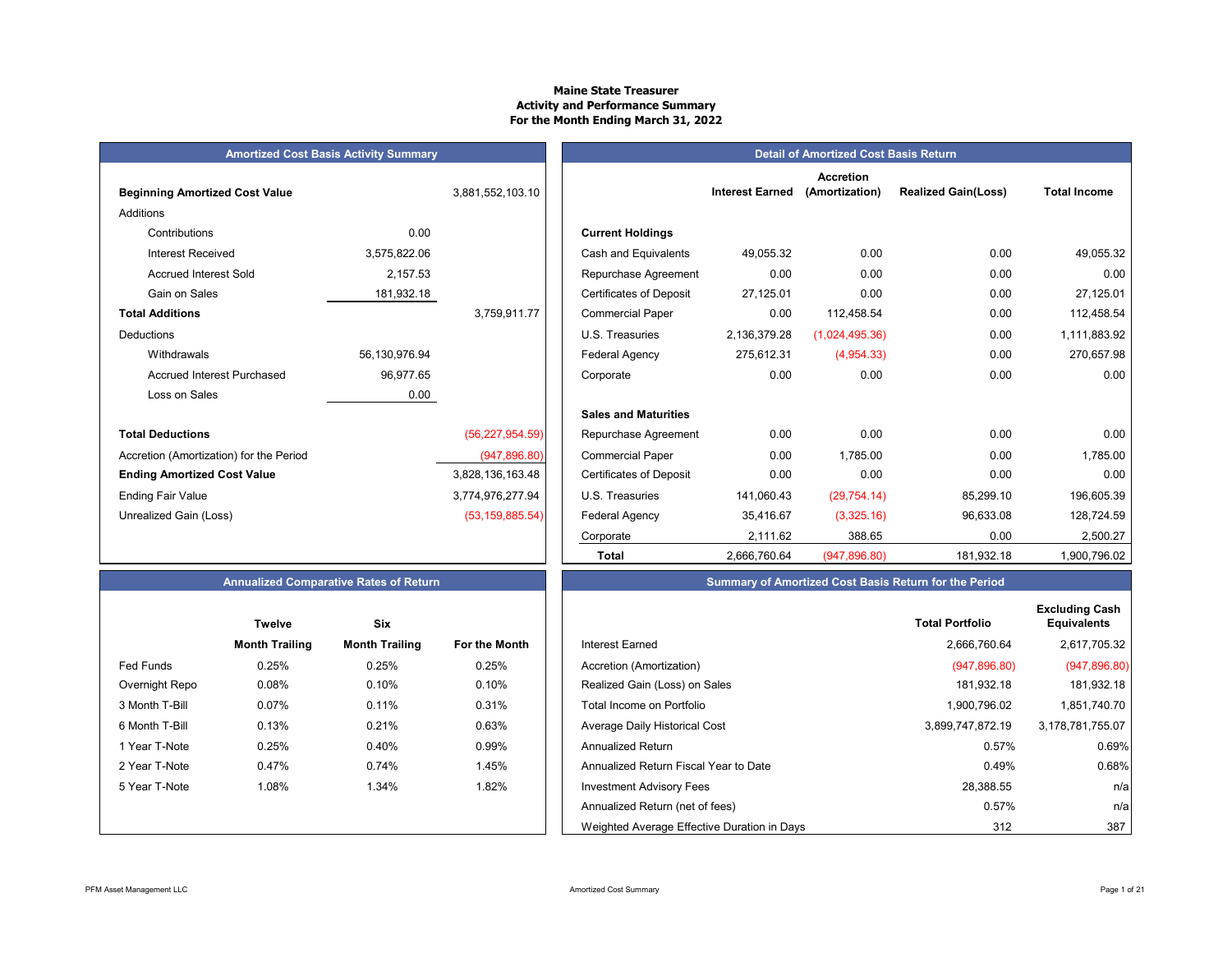# Maine State Treasurer
## Activity and Performance Summary
### For the Month Ending March 31, 2022

**Amortized Cost Basis Activity Summary**

| | | |
|---|---|---|
| **Beginning Amortized Cost Value** | | 3,881,552,103.10 |
| Additions | | |
| Contributions | 0.00 | |
| Interest Received | 3,575,822.06 | |
| Accrued Interest Sold | 2,157.53 | |
| Gain on Sales | 181,932.18 | |
| **Total Additions** | | 3,759,911.77 |
| Deductions | | |
| Withdrawals | 56,130,976.94 | |
| Accrued Interest Purchased | 96,977.65 | |
| Loss on Sales | 0.00 | |
| **Total Deductions** | | (56,227,954.59) |
| Accretion (Amortization) for the Period | | (947,896.80) |
| **Ending Amortized Cost Value** | | 3,828,136,163.48 |
| Ending Fair Value | | 3,774,976,277.94 |
| Unrealized Gain (Loss) | | (53,159,885.54) |

**Detail of Amortized Cost Basis Return**

| | Interest Earned | Accretion (Amortization) | Realized Gain(Loss) | Total Income |
|---|---|---|---|---|
| **Current Holdings** | | | | |
| Cash and Equivalents | 49,055.32 | 0.00 | 0.00 | 49,055.32 |
| Repurchase Agreement | 0.00 | 0.00 | 0.00 | 0.00 |
| Certificates of Deposit | 27,125.01 | 0.00 | 0.00 | 27,125.01 |
| Commercial Paper | 0.00 | 112,458.54 | 0.00 | 112,458.54 |
| U.S. Treasuries | 2,136,379.28 | (1,024,495.36) | 0.00 | 1,111,883.92 |
| Federal Agency | 275,612.31 | (4,954.33) | 0.00 | 270,657.98 |
| Corporate | 0.00 | 0.00 | 0.00 | 0.00 |
| **Sales and Maturities** | | | | |
| Repurchase Agreement | 0.00 | 0.00 | 0.00 | 0.00 |
| Commercial Paper | 0.00 | 1,785.00 | 0.00 | 1,785.00 |
| Certificates of Deposit | 0.00 | 0.00 | 0.00 | 0.00 |
| U.S. Treasuries | 141,060.43 | (29,754.14) | 85,299.10 | 196,605.39 |
| Federal Agency | 35,416.67 | (3,325.16) | 96,633.08 | 128,724.59 |
| Corporate | 2,111.62 | 388.65 | 0.00 | 2,500.27 |
| **Total** | 2,666,760.64 | (947,896.80) | 181,932.18 | 1,900,796.02 |

**Annualized Comparative Rates of Return**

| | Twelve Month Trailing | Six Month Trailing | For the Month |
|---|---|---|---|
| Fed Funds | 0.25% | 0.25% | 0.25% |
| Overnight Repo | 0.08% | 0.10% | 0.10% |
| 3 Month T-Bill | 0.07% | 0.11% | 0.31% |
| 6 Month T-Bill | 0.13% | 0.21% | 0.63% |
| 1 Year T-Note | 0.25% | 0.40% | 0.99% |
| 2 Year T-Note | 0.47% | 0.74% | 1.45% |
| 5 Year T-Note | 1.08% | 1.34% | 1.82% |

**Summary of Amortized Cost Basis Return for the Period**

| | Total Portfolio | Excluding Cash Equivalents |
|---|---|---|
| Interest Earned | 2,666,760.64 | 2,617,705.32 |
| Accretion (Amortization) | (947,896.80) | (947,896.80) |
| Realized Gain (Loss) on Sales | 181,932.18 | 181,932.18 |
| Total Income on Portfolio | 1,900,796.02 | 1,851,740.70 |
| Average Daily Historical Cost | 3,899,747,872.19 | 3,178,781,755.07 |
| Annualized Return | 0.57% | 0.69% |
| Annualized Return Fiscal Year to Date | 0.49% | 0.68% |
| Investment Advisory Fees | 28,388.55 | n/a |
| Annualized Return (net of fees) | 0.57% | n/a |
| Weighted Average Effective Duration in Days | 312 | 387 |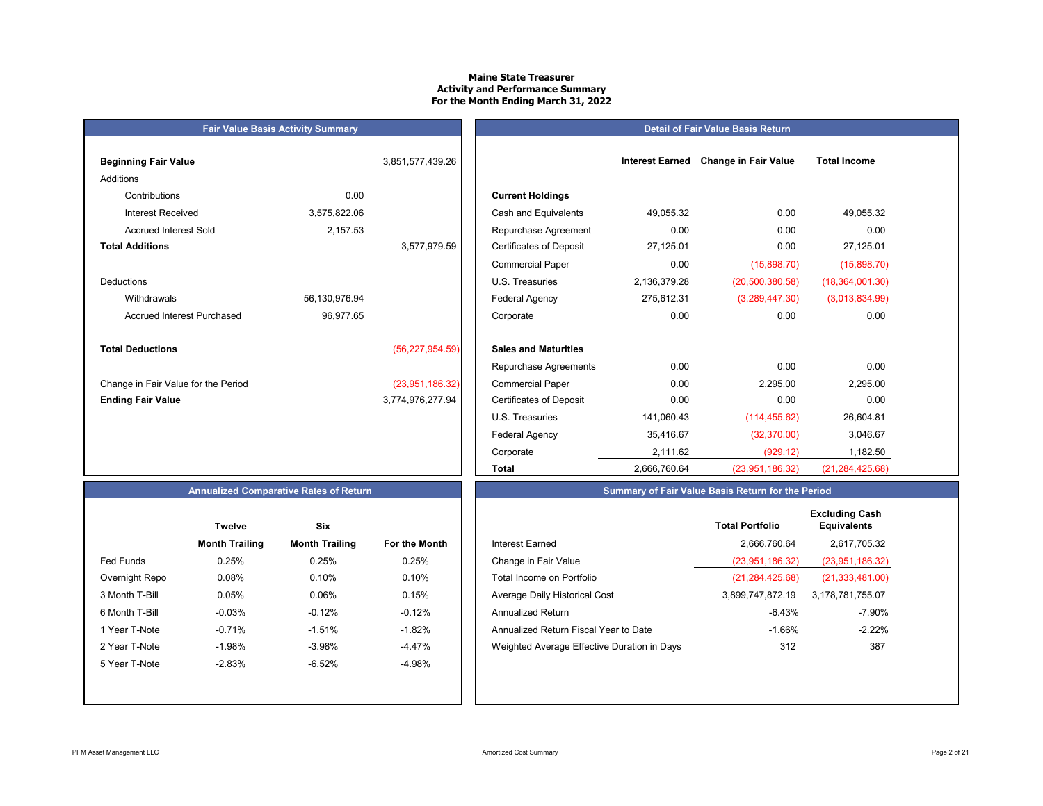# Maine State Treasurer
## Activity and Performance Summary
### For the Month Ending March 31, 2022

## Fair Value Basis Activity Summary

| | | |
|---|---|---|
| **Beginning Fair Value** | | 3,851,577,439.26 |
| Additions | | |
| Contributions | 0.00 | |
| Interest Received | 3,575,822.06 | |
| Accrued Interest Sold | 2,157.53 | |
| **Total Additions** | | 3,577,979.59 |
| Deductions | | |
| Withdrawals | 56,130,976.94 | |
| Accrued Interest Purchased | 96,977.65 | |
| **Total Deductions** | | (56,227,954.59) |
| Change in Fair Value for the Period | | (23,951,186.32) |
| **Ending Fair Value** | | 3,774,976,277.94 |

## Detail of Fair Value Basis Return

| | Interest Earned | Change in Fair Value | Total Income |
|---|---|---|---|
| **Current Holdings** | | | |
| Cash and Equivalents | 49,055.32 | 0.00 | 49,055.32 |
| Repurchase Agreement | 0.00 | 0.00 | 0.00 |
| Certificates of Deposit | 27,125.01 | 0.00 | 27,125.01 |
| Commercial Paper | 0.00 | (15,898.70) | (15,898.70) |
| U.S. Treasuries | 2,136,379.28 | (20,500,380.58) | (18,364,001.30) |
| Federal Agency | 275,612.31 | (3,289,447.30) | (3,013,834.99) |
| Corporate | 0.00 | 0.00 | 0.00 |
| **Sales and Maturities** | | | |
| Repurchase Agreements | 0.00 | 0.00 | 0.00 |
| Commercial Paper | 0.00 | 2,295.00 | 2,295.00 |
| Certificates of Deposit | 0.00 | 0.00 | 0.00 |
| U.S. Treasuries | 141,060.43 | (114,455.62) | 26,604.81 |
| Federal Agency | 35,416.67 | (32,370.00) | 3,046.67 |
| Corporate | 2,111.62 | (929.12) | 1,182.50 |
| **Total** | 2,666,760.64 | (23,951,186.32) | (21,284,425.68) |

## Annualized Comparative Rates of Return

| | Twelve Month Trailing | Six Month Trailing | For the Month |
|---|---|---|---|
| Fed Funds | 0.25% | 0.25% | 0.25% |
| Overnight Repo | 0.08% | 0.10% | 0.10% |
| 3 Month T-Bill | 0.05% | 0.06% | 0.15% |
| 6 Month T-Bill | -0.03% | -0.12% | -0.12% |
| 1 Year T-Note | -0.71% | -1.51% | -1.82% |
| 2 Year T-Note | -1.98% | -3.98% | -4.47% |
| 5 Year T-Note | -2.83% | -6.52% | -4.98% |

## Summary of Fair Value Basis Return for the Period

| | Total Portfolio | Excluding Cash Equivalents |
|---|---|---|
| Interest Earned | 2,666,760.64 | 2,617,705.32 |
| Change in Fair Value | (23,951,186.32) | (23,951,186.32) |
| Total Income on Portfolio | (21,284,425.68) | (21,333,481.00) |
| Average Daily Historical Cost | 3,899,747,872.19 | 3,178,781,755.07 |
| Annualized Return | -6.43% | -7.90% |
| Annualized Return Fiscal Year to Date | -1.66% | -2.22% |
| Weighted Average Effective Duration in Days | 312 | 387 |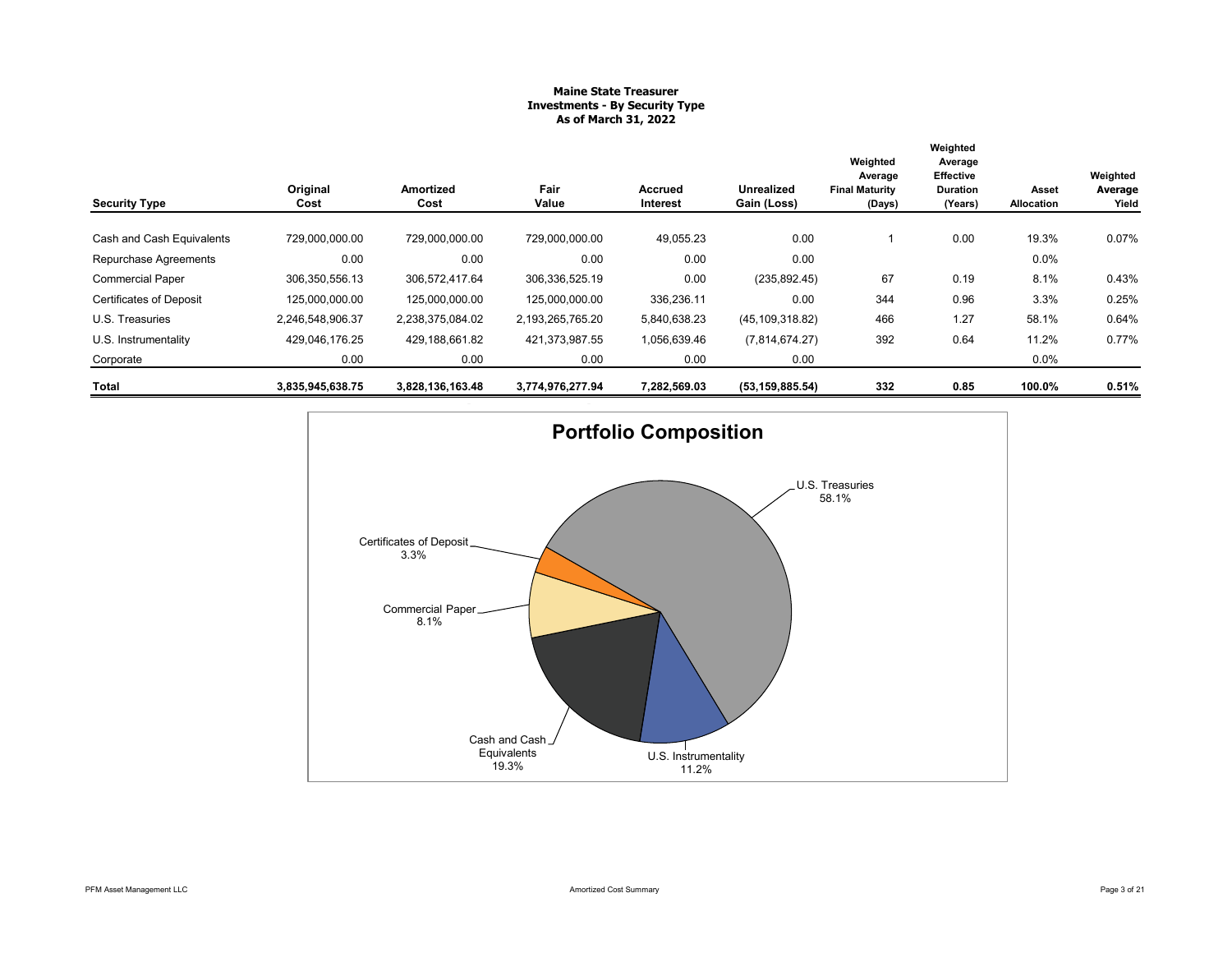**Maine State Treasurer**
**Investments - By Security Type**
**As of March 31, 2022**

| Security Type | Original Cost | Amortized Cost | Fair Value | Accrued Interest | Unrealized Gain (Loss) | Weighted Average Final Maturity (Days) | Weighted Average Effective Duration (Years) | Asset Allocation | Weighted Average Yield |
|---|---|---|---|---|---|---|---|---|---|
| Cash and Cash Equivalents | 729,000,000.00 | 729,000,000.00 | 729,000,000.00 | 49,055.23 | 0.00 | 1 | 0.00 | 19.3% | 0.07% |
| Repurchase Agreements | 0.00 | 0.00 | 0.00 | 0.00 | 0.00 | | | 0.0% | |
| Commercial Paper | 306,350,556.13 | 306,572,417.64 | 306,336,525.19 | 0.00 | (235,892.45) | 67 | 0.19 | 8.1% | 0.43% |
| Certificates of Deposit | 125,000,000.00 | 125,000,000.00 | 125,000,000.00 | 336,236.11 | 0.00 | 344 | 0.96 | 3.3% | 0.25% |
| U.S. Treasuries | 2,246,548,906.37 | 2,238,375,084.02 | 2,193,265,765.20 | 5,840,638.23 | (45,109,318.82) | 466 | 1.27 | 58.1% | 0.64% |
| U.S. Instrumentality | 429,046,176.25 | 429,188,661.82 | 421,373,987.55 | 1,056,639.46 | (7,814,674.27) | 392 | 0.64 | 11.2% | 0.77% |
| Corporate | 0.00 | 0.00 | 0.00 | 0.00 | 0.00 | | | 0.0% | |
| **Total** | **3,835,945,638.75** | **3,828,136,163.48** | **3,774,976,277.94** | **7,282,569.03** | **(53,159,885.54)** | **332** | **0.85** | **100.0%** | **0.51%** |

## Portfolio Composition

- U.S. Treasuries 58.1%
- U.S. Instrumentality 11.2%
- Cash and Cash Equivalents 19.3%
- Commercial Paper 8.1%
- Certificates of Deposit 3.3%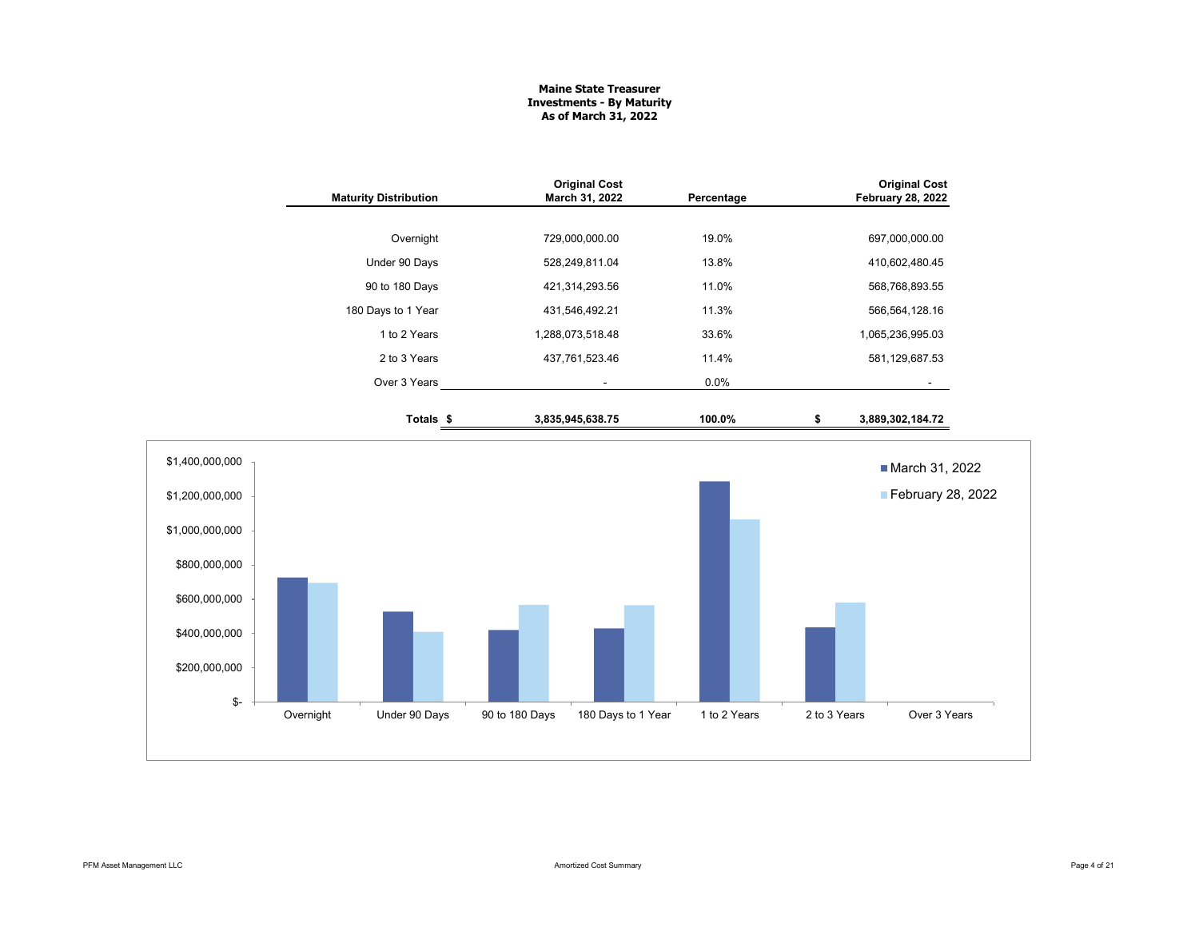**Maine State Treasurer**
**Investments - By Maturity**
**As of March 31, 2022**

| Maturity Distribution | Original Cost March 31, 2022 | Percentage | Original Cost February 28, 2022 |
|---|---|---|---|
| Overnight | 729,000,000.00 | 19.0% | 697,000,000.00 |
| Under 90 Days | 528,249,811.04 | 13.8% | 410,602,480.45 |
| 90 to 180 Days | 421,314,293.56 | 11.0% | 568,768,893.55 |
| 180 Days to 1 Year | 431,546,492.21 | 11.3% | 566,564,128.16 |
| 1 to 2 Years | 1,288,073,518.48 | 33.6% | 1,065,236,995.03 |
| 2 to 3 Years | 437,761,523.46 | 11.4% | 581,129,687.53 |
| Over 3 Years | - | 0.0% | - |
| **Totals** | **$ 3,835,945,638.75** | **100.0%** | **$ 3,889,302,184.72** |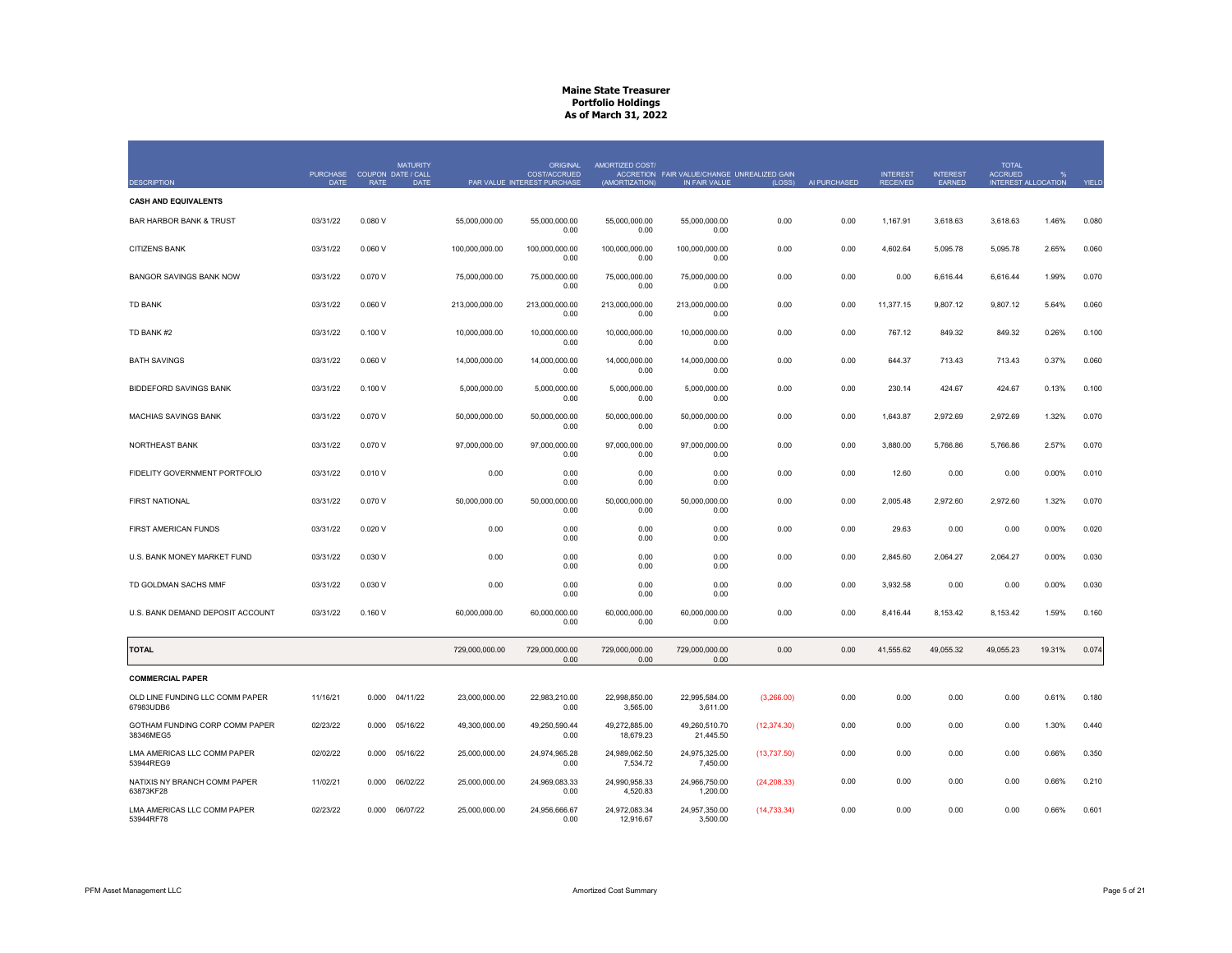# Maine State Treasurer
## Portfolio Holdings
### As of March 31, 2022

| DESCRIPTION | PURCHASE DATE | COUPON RATE | MATURITY DATE / CALL DATE | PAR VALUE | ORIGINAL COST/ACCRUED INTEREST PURCHASE | AMORTIZED COST/ ACCRETION (AMORTIZATION) | FAIR VALUE/CHANGE IN FAIR VALUE | UNREALIZED GAIN (LOSS) | AI PURCHASED | INTEREST RECEIVED | INTEREST EARNED | TOTAL ACCRUED INTEREST | % ALLOCATION | YIELD |
|---|---|---|---|---|---|---|---|---|---|---|---|---|---|---|
| **CASH AND EQUIVALENTS** | | | | | | | | | | | | | | |
| BAR HARBOR BANK & TRUST | 03/31/22 | 0.080 V | | 55,000,000.00 | 55,000,000.00<br>0.00 | 55,000,000.00<br>0.00 | 55,000,000.00<br>0.00 | 0.00 | 0.00 | 1,167.91 | 3,618.63 | 3,618.63 | 1.46% | 0.080 |
| CITIZENS BANK | 03/31/22 | 0.060 V | | 100,000,000.00 | 100,000,000.00<br>0.00 | 100,000,000.00<br>0.00 | 100,000,000.00<br>0.00 | 0.00 | 0.00 | 4,602.64 | 5,095.78 | 5,095.78 | 2.65% | 0.060 |
| BANGOR SAVINGS BANK NOW | 03/31/22 | 0.070 V | | 75,000,000.00 | 75,000,000.00<br>0.00 | 75,000,000.00<br>0.00 | 75,000,000.00<br>0.00 | 0.00 | 0.00 | 0.00 | 6,616.44 | 6,616.44 | 1.99% | 0.070 |
| TD BANK | 03/31/22 | 0.060 V | | 213,000,000.00 | 213,000,000.00<br>0.00 | 213,000,000.00<br>0.00 | 213,000,000.00<br>0.00 | 0.00 | 0.00 | 11,377.15 | 9,807.12 | 9,807.12 | 5.64% | 0.060 |
| TD BANK #2 | 03/31/22 | 0.100 V | | 10,000,000.00 | 10,000,000.00<br>0.00 | 10,000,000.00<br>0.00 | 10,000,000.00<br>0.00 | 0.00 | 0.00 | 767.12 | 849.32 | 849.32 | 0.26% | 0.100 |
| BATH SAVINGS | 03/31/22 | 0.060 V | | 14,000,000.00 | 14,000,000.00<br>0.00 | 14,000,000.00<br>0.00 | 14,000,000.00<br>0.00 | 0.00 | 0.00 | 644.37 | 713.43 | 713.43 | 0.37% | 0.060 |
| BIDDEFORD SAVINGS BANK | 03/31/22 | 0.100 V | | 5,000,000.00 | 5,000,000.00<br>0.00 | 5,000,000.00<br>0.00 | 5,000,000.00<br>0.00 | 0.00 | 0.00 | 230.14 | 424.67 | 424.67 | 0.13% | 0.100 |
| MACHIAS SAVINGS BANK | 03/31/22 | 0.070 V | | 50,000,000.00 | 50,000,000.00<br>0.00 | 50,000,000.00<br>0.00 | 50,000,000.00<br>0.00 | 0.00 | 0.00 | 1,643.87 | 2,972.69 | 2,972.69 | 1.32% | 0.070 |
| NORTHEAST BANK | 03/31/22 | 0.070 V | | 97,000,000.00 | 97,000,000.00<br>0.00 | 97,000,000.00<br>0.00 | 97,000,000.00<br>0.00 | 0.00 | 0.00 | 3,880.00 | 5,766.86 | 5,766.86 | 2.57% | 0.070 |
| FIDELITY GOVERNMENT PORTFOLIO | 03/31/22 | 0.010 V | | 0.00 | 0.00<br>0.00 | 0.00<br>0.00 | 0.00<br>0.00 | 0.00 | 0.00 | 12.60 | 0.00 | 0.00 | 0.00% | 0.010 |
| FIRST NATIONAL | 03/31/22 | 0.070 V | | 50,000,000.00 | 50,000,000.00<br>0.00 | 50,000,000.00<br>0.00 | 50,000,000.00<br>0.00 | 0.00 | 0.00 | 2,005.48 | 2,972.60 | 2,972.60 | 1.32% | 0.070 |
| FIRST AMERICAN FUNDS | 03/31/22 | 0.020 V | | 0.00 | 0.00<br>0.00 | 0.00<br>0.00 | 0.00<br>0.00 | 0.00 | 0.00 | 29.63 | 0.00 | 0.00 | 0.00% | 0.020 |
| U.S. BANK MONEY MARKET FUND | 03/31/22 | 0.030 V | | 0.00 | 0.00<br>0.00 | 0.00<br>0.00 | 0.00<br>0.00 | 0.00 | 0.00 | 2,845.60 | 2,064.27 | 2,064.27 | 0.00% | 0.030 |
| TD GOLDMAN SACHS MMF | 03/31/22 | 0.030 V | | 0.00 | 0.00<br>0.00 | 0.00<br>0.00 | 0.00<br>0.00 | 0.00 | 0.00 | 3,932.58 | 0.00 | 0.00 | 0.00% | 0.030 |
| U.S. BANK DEMAND DEPOSIT ACCOUNT | 03/31/22 | 0.160 V | | 60,000,000.00 | 60,000,000.00<br>0.00 | 60,000,000.00<br>0.00 | 60,000,000.00<br>0.00 | 0.00 | 0.00 | 8,416.44 | 8,153.42 | 8,153.42 | 1.59% | 0.160 |
| **TOTAL** | | | | 729,000,000.00 | 729,000,000.00<br>0.00 | 729,000,000.00<br>0.00 | 729,000,000.00<br>0.00 | 0.00 | 0.00 | 41,555.62 | 49,055.32 | 49,055.23 | 19.31% | 0.074 |
| **COMMERCIAL PAPER** | | | | | | | | | | | | | | |
| OLD LINE FUNDING LLC COMM PAPER<br>67983UDB6 | 11/16/21 | 0.000 | 04/11/22 | 23,000,000.00 | 22,983,210.00<br>0.00 | 22,998,850.00<br>3,565.00 | 22,995,584.00<br>3,611.00 | (3,266.00) | 0.00 | 0.00 | 0.00 | 0.00 | 0.61% | 0.180 |
| GOTHAM FUNDING CORP COMM PAPER<br>38346MEG5 | 02/23/22 | 0.000 | 05/16/22 | 49,300,000.00 | 49,250,590.44<br>0.00 | 49,272,885.00<br>18,679.23 | 49,260,510.70<br>21,445.50 | (12,374.30) | 0.00 | 0.00 | 0.00 | 0.00 | 1.30% | 0.440 |
| LMA AMERICAS LLC COMM PAPER<br>53944REG9 | 02/02/22 | 0.000 | 05/16/22 | 25,000,000.00 | 24,974,965.28<br>0.00 | 24,989,062.50<br>7,534.72 | 24,975,325.00<br>7,450.00 | (13,737.50) | 0.00 | 0.00 | 0.00 | 0.00 | 0.66% | 0.350 |
| NATIXIS NY BRANCH COMM PAPER<br>63873KF28 | 11/02/21 | 0.000 | 06/02/22 | 25,000,000.00 | 24,969,083.33<br>0.00 | 24,990,958.33<br>4,520.83 | 24,966,750.00<br>1,200.00 | (24,208.33) | 0.00 | 0.00 | 0.00 | 0.00 | 0.66% | 0.210 |
| LMA AMERICAS LLC COMM PAPER<br>53944RF78 | 02/23/22 | 0.000 | 06/07/22 | 25,000,000.00 | 24,956,666.67<br>0.00 | 24,972,083.34<br>12,916.67 | 24,957,350.00<br>3,500.00 | (14,733.34) | 0.00 | 0.00 | 0.00 | 0.00 | 0.66% | 0.601 |

PFM Asset Management LLC — Amortized Cost Summary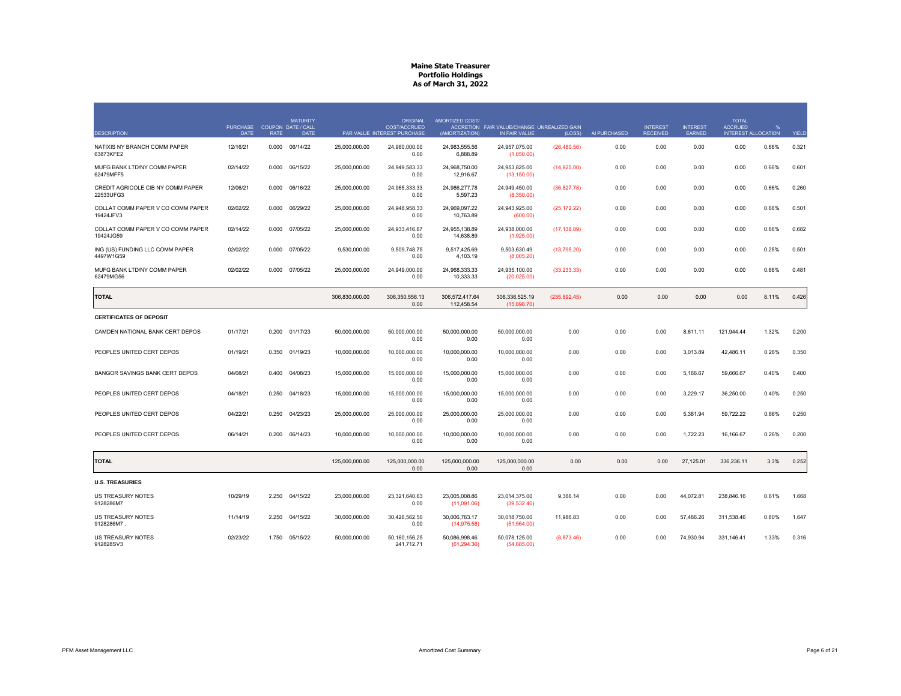# Maine State Treasurer
## Portfolio Holdings
### As of March 31, 2022

| DESCRIPTION | PURCHASE DATE | COUPON RATE | MATURITY DATE / CALL DATE | PAR VALUE | ORIGINAL COST/ACCRUED INTEREST PURCHASE | AMORTIZED COST/ ACCRETION (AMORTIZATION) | FAIR VALUE/CHANGE IN FAIR VALUE | UNREALIZED GAIN (LOSS) | AI PURCHASED | INTEREST RECEIVED | INTEREST EARNED | TOTAL ACCRUED INTEREST | % ALLOCATION | YIELD |
|---|---|---|---|---|---|---|---|---|---|---|---|---|---|---|
| NATIXIS NY BRANCH COMM PAPER 63873KFE2 | 12/16/21 | 0.000 | 06/14/22 | 25,000,000.00 | 24,960,000.00<br>0.00 | 24,983,555.56<br>6,888.89 | 24,957,075.00<br>(1,050.00) | (26,480.56) | 0.00 | 0.00 | 0.00 | 0.00 | 0.66% | 0.321 |
| MUFG BANK LTD/NY COMM PAPER 62479MFF5 | 02/14/22 | 0.000 | 06/15/22 | 25,000,000.00 | 24,949,583.33<br>0.00 | 24,968,750.00<br>12,916.67 | 24,953,825.00<br>(13,150.00) | (14,925.00) | 0.00 | 0.00 | 0.00 | 0.00 | 0.66% | 0.601 |
| CREDIT AGRICOLE CIB NY COMM PAPER 22533UFG3 | 12/06/21 | 0.000 | 06/16/22 | 25,000,000.00 | 24,965,333.33<br>0.00 | 24,986,277.78<br>5,597.23 | 24,949,450.00<br>(8,350.00) | (36,827.78) | 0.00 | 0.00 | 0.00 | 0.00 | 0.66% | 0.260 |
| COLLAT COMM PAPER V CO COMM PAPER 19424JFV3 | 02/02/22 | 0.000 | 06/29/22 | 25,000,000.00 | 24,948,958.33<br>0.00 | 24,969,097.22<br>10,763.89 | 24,943,925.00<br>(600.00) | (25,172.22) | 0.00 | 0.00 | 0.00 | 0.00 | 0.66% | 0.501 |
| COLLAT COMM PAPER V CO COMM PAPER 19424JG59 | 02/14/22 | 0.000 | 07/05/22 | 25,000,000.00 | 24,933,416.67<br>0.00 | 24,955,138.89<br>14,638.89 | 24,938,000.00<br>(1,925.00) | (17,138.89) | 0.00 | 0.00 | 0.00 | 0.00 | 0.66% | 0.682 |
| ING (US) FUNDING LLC COMM PAPER 4497W1G59 | 02/02/22 | 0.000 | 07/05/22 | 9,530,000.00 | 9,509,748.75<br>0.00 | 9,517,425.69<br>4,103.19 | 9,503,630.49<br>(8,005.20) | (13,795.20) | 0.00 | 0.00 | 0.00 | 0.00 | 0.25% | 0.501 |
| MUFG BANK LTD/NY COMM PAPER 62479MG56 | 02/02/22 | 0.000 | 07/05/22 | 25,000,000.00 | 24,949,000.00<br>0.00 | 24,968,333.33<br>10,333.33 | 24,935,100.00<br>(20,025.00) | (33,233.33) | 0.00 | 0.00 | 0.00 | 0.00 | 0.66% | 0.481 |
| **TOTAL** | | | | 306,830,000.00 | 306,350,556.13<br>0.00 | 306,572,417.64<br>112,458.54 | 306,336,525.19<br>(15,898.70) | (235,892.45) | 0.00 | 0.00 | 0.00 | 0.00 | 8.11% | 0.426 |
| **CERTIFICATES OF DEPOSIT** | | | | | | | | | | | | | | |
| CAMDEN NATIONAL BANK CERT DEPOS | 01/17/21 | 0.200 | 01/17/23 | 50,000,000.00 | 50,000,000.00<br>0.00 | 50,000,000.00<br>0.00 | 50,000,000.00<br>0.00 | 0.00 | 0.00 | 0.00 | 8,611.11 | 121,944.44 | 1.32% | 0.200 |
| PEOPLES UNITED CERT DEPOS | 01/19/21 | 0.350 | 01/19/23 | 10,000,000.00 | 10,000,000.00<br>0.00 | 10,000,000.00<br>0.00 | 10,000,000.00<br>0.00 | 0.00 | 0.00 | 0.00 | 3,013.89 | 42,486.11 | 0.26% | 0.350 |
| BANGOR SAVINGS BANK CERT DEPOS | 04/08/21 | 0.400 | 04/08/23 | 15,000,000.00 | 15,000,000.00<br>0.00 | 15,000,000.00<br>0.00 | 15,000,000.00<br>0.00 | 0.00 | 0.00 | 0.00 | 5,166.67 | 59,666.67 | 0.40% | 0.400 |
| PEOPLES UNITED CERT DEPOS | 04/18/21 | 0.250 | 04/18/23 | 15,000,000.00 | 15,000,000.00<br>0.00 | 15,000,000.00<br>0.00 | 15,000,000.00<br>0.00 | 0.00 | 0.00 | 0.00 | 3,229.17 | 36,250.00 | 0.40% | 0.250 |
| PEOPLES UNITED CERT DEPOS | 04/22/21 | 0.250 | 04/23/23 | 25,000,000.00 | 25,000,000.00<br>0.00 | 25,000,000.00<br>0.00 | 25,000,000.00<br>0.00 | 0.00 | 0.00 | 0.00 | 5,381.94 | 59,722.22 | 0.66% | 0.250 |
| PEOPLES UNITED CERT DEPOS | 06/14/21 | 0.200 | 06/14/23 | 10,000,000.00 | 10,000,000.00<br>0.00 | 10,000,000.00<br>0.00 | 10,000,000.00<br>0.00 | 0.00 | 0.00 | 0.00 | 1,722.23 | 16,166.67 | 0.26% | 0.200 |
| **TOTAL** | | | | 125,000,000.00 | 125,000,000.00<br>0.00 | 125,000,000.00<br>0.00 | 125,000,000.00<br>0.00 | 0.00 | 0.00 | 0.00 | 27,125.01 | 336,236.11 | 3.3% | 0.252 |
| **U.S. TREASURIES** | | | | | | | | | | | | | | |
| US TREASURY NOTES 9128286M7 | 10/29/19 | 2.250 | 04/15/22 | 23,000,000.00 | 23,321,640.63<br>0.00 | 23,005,008.86<br>(11,091.06) | 23,014,375.00<br>(39,532.40) | 9,366.14 | 0.00 | 0.00 | 44,072.81 | 238,846.16 | 0.61% | 1.668 |
| US TREASURY NOTES 9128286M7 . | 11/14/19 | 2.250 | 04/15/22 | 30,000,000.00 | 30,426,562.50<br>0.00 | 30,006,763.17<br>(14,975.58) | 30,018,750.00<br>(51,564.00) | 11,986.83 | 0.00 | 0.00 | 57,486.26 | 311,538.46 | 0.80% | 1.647 |
| US TREASURY NOTES 912828SV3 | 02/23/22 | 1.750 | 05/15/22 | 50,000,000.00 | 50,160,156.25<br>241,712.71 | 50,086,998.46<br>(61,294.36) | 50,078,125.00<br>(54,685.00) | (8,873.46) | 0.00 | 0.00 | 74,930.94 | 331,146.41 | 1.33% | 0.316 |

PFM Asset Management LLC — Amortized Cost Summary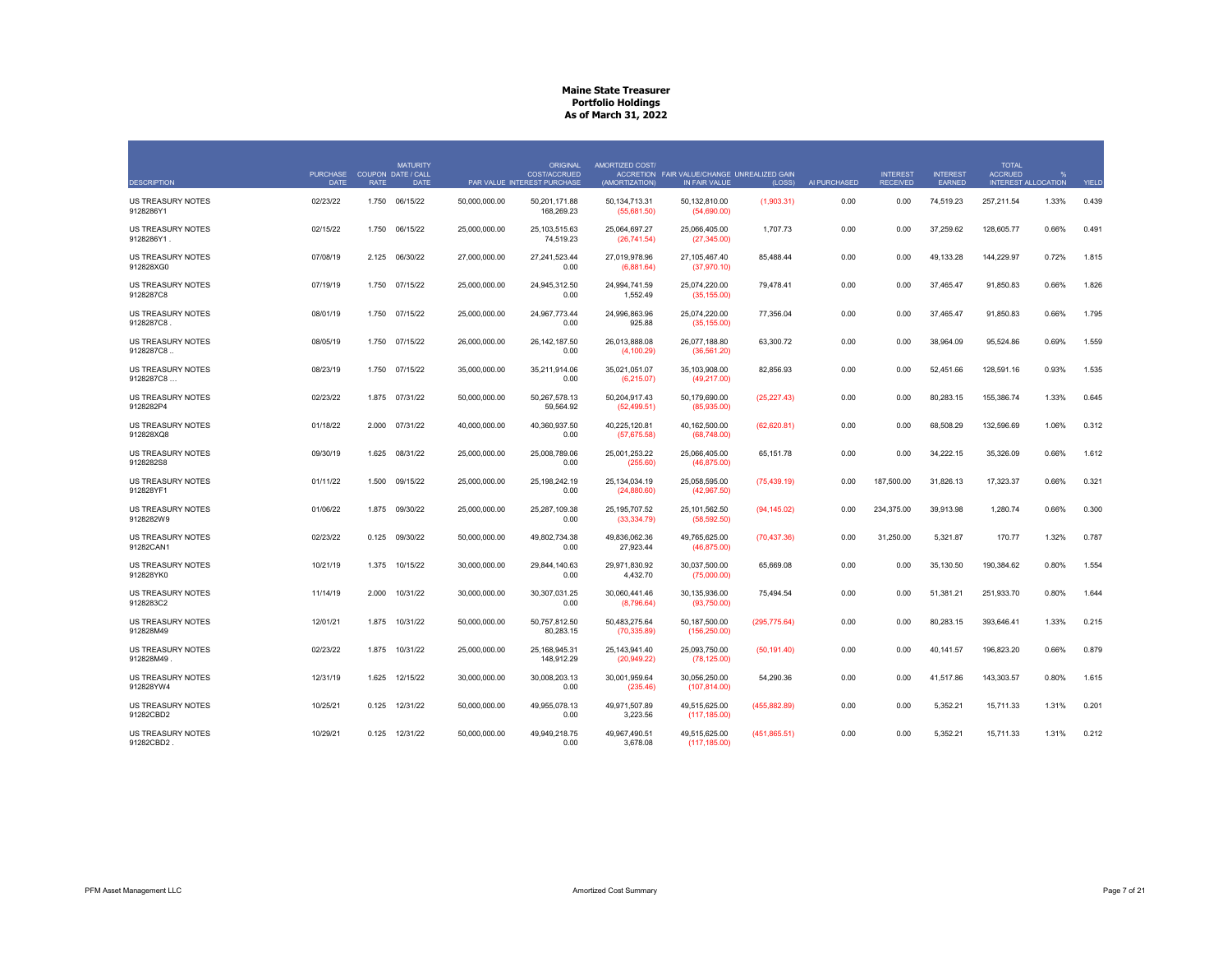# Maine State Treasurer
## Portfolio Holdings
### As of March 31, 2022

| DESCRIPTION | PURCHASE DATE | COUPON RATE | MATURITY DATE / CALL DATE | PAR VALUE | ORIGINAL COST/ACCRUED INTEREST PURCHASE | AMORTIZED COST/ ACCRETION (AMORTIZATION) | FAIR VALUE/CHANGE IN FAIR VALUE | UNREALIZED GAIN (LOSS) | AI PURCHASED | INTEREST RECEIVED | INTEREST EARNED | TOTAL ACCRUED INTEREST | % ALLOCATION | YIELD |
|---|---|---|---|---|---|---|---|---|---|---|---|---|---|---|
| US TREASURY NOTES 9128286Y1 | 02/23/22 | 1.750 | 06/15/22 | 50,000,000.00 | 50,201,171.88<br>168,269.23 | 50,134,713.31<br>(55,681.50) | 50,132,810.00<br>(54,690.00) | (1,903.31) | 0.00 | 0.00 | 74,519.23 | 257,211.54 | 1.33% | 0.439 |
| US TREASURY NOTES 9128286Y1 . | 02/15/22 | 1.750 | 06/15/22 | 25,000,000.00 | 25,103,515.63<br>74,519.23 | 25,064,697.27<br>(26,741.54) | 25,066,405.00<br>(27,345.00) | 1,707.73 | 0.00 | 0.00 | 37,259.62 | 128,605.77 | 0.66% | 0.491 |
| US TREASURY NOTES 912828XG0 | 07/08/19 | 2.125 | 06/30/22 | 27,000,000.00 | 27,241,523.44<br>0.00 | 27,019,978.96<br>(6,881.64) | 27,105,467.40<br>(37,970.10) | 85,488.44 | 0.00 | 0.00 | 49,133.28 | 144,229.97 | 0.72% | 1.815 |
| US TREASURY NOTES 9128287C8 | 07/19/19 | 1.750 | 07/15/22 | 25,000,000.00 | 24,945,312.50<br>0.00 | 24,994,741.59<br>1,552.49 | 25,074,220.00<br>(35,155.00) | 79,478.41 | 0.00 | 0.00 | 37,465.47 | 91,850.83 | 0.66% | 1.826 |
| US TREASURY NOTES 9128287C8 . | 08/01/19 | 1.750 | 07/15/22 | 25,000,000.00 | 24,967,773.44<br>0.00 | 24,996,863.96<br>925.88 | 25,074,220.00<br>(35,155.00) | 77,356.04 | 0.00 | 0.00 | 37,465.47 | 91,850.83 | 0.66% | 1.795 |
| US TREASURY NOTES 9128287C8 .. | 08/05/19 | 1.750 | 07/15/22 | 26,000,000.00 | 26,142,187.50<br>0.00 | 26,013,888.08<br>(4,100.29) | 26,077,188.80<br>(36,561.20) | 63,300.72 | 0.00 | 0.00 | 38,964.09 | 95,524.86 | 0.69% | 1.559 |
| US TREASURY NOTES 9128287C8 ... | 08/23/19 | 1.750 | 07/15/22 | 35,000,000.00 | 35,211,914.06<br>0.00 | 35,021,051.07<br>(6,215.07) | 35,103,908.00<br>(49,217.00) | 82,856.93 | 0.00 | 0.00 | 52,451.66 | 128,591.16 | 0.93% | 1.535 |
| US TREASURY NOTES 9128282P4 | 02/23/22 | 1.875 | 07/31/22 | 50,000,000.00 | 50,267,578.13<br>59,564.92 | 50,204,917.43<br>(52,499.51) | 50,179,690.00<br>(85,935.00) | (25,227.43) | 0.00 | 0.00 | 80,283.15 | 155,386.74 | 1.33% | 0.645 |
| US TREASURY NOTES 912828XQ8 | 01/18/22 | 2.000 | 07/31/22 | 40,000,000.00 | 40,360,937.50<br>0.00 | 40,225,120.81<br>(57,675.58) | 40,162,500.00<br>(68,748.00) | (62,620.81) | 0.00 | 0.00 | 68,508.29 | 132,596.69 | 1.06% | 0.312 |
| US TREASURY NOTES 9128282S8 | 09/30/19 | 1.625 | 08/31/22 | 25,000,000.00 | 25,008,789.06<br>0.00 | 25,001,253.22<br>(256.60) | 25,066,405.00<br>(46,875.00) | 65,151.78 | 0.00 | 0.00 | 34,222.15 | 35,326.09 | 0.66% | 1.612 |
| US TREASURY NOTES 912828YF1 | 01/11/22 | 1.500 | 09/15/22 | 25,000,000.00 | 25,198,242.19<br>0.00 | 25,134,034.19<br>(24,880.60) | 25,058,595.00<br>(42,967.50) | (75,439.19) | 0.00 | 187,500.00 | 31,826.13 | 17,323.37 | 0.66% | 0.321 |
| US TREASURY NOTES 9128282W9 | 01/06/22 | 1.875 | 09/30/22 | 25,000,000.00 | 25,287,109.38<br>0.00 | 25,195,707.52<br>(33,334.79) | 25,101,562.50<br>(58,592.50) | (94,145.02) | 0.00 | 234,375.00 | 39,913.98 | 1,280.74 | 0.66% | 0.300 |
| US TREASURY NOTES 91282CAN1 | 02/23/22 | 0.125 | 09/30/22 | 50,000,000.00 | 49,802,734.38<br>0.00 | 49,836,062.36<br>27,923.44 | 49,765,625.00<br>(46,875.00) | (70,437.36) | 0.00 | 31,250.00 | 5,321.87 | 170.77 | 1.32% | 0.787 |
| US TREASURY NOTES 912828YK0 | 10/21/19 | 1.375 | 10/15/22 | 30,000,000.00 | 29,844,140.63<br>0.00 | 29,971,830.92<br>4,432.70 | 30,037,500.00<br>(75,000.00) | 65,669.08 | 0.00 | 0.00 | 35,130.50 | 190,384.62 | 0.80% | 1.554 |
| US TREASURY NOTES 9128283C2 | 11/14/19 | 2.000 | 10/31/22 | 30,000,000.00 | 30,307,031.25<br>0.00 | 30,060,441.46<br>(8,796.64) | 30,135,936.00<br>(93,750.00) | 75,494.54 | 0.00 | 0.00 | 51,381.21 | 251,933.70 | 0.80% | 1.644 |
| US TREASURY NOTES 912828M49 | 12/01/21 | 1.875 | 10/31/22 | 50,000,000.00 | 50,757,812.50<br>80,283.15 | 50,483,275.64<br>(70,335.89) | 50,187,500.00<br>(156,250.00) | (295,775.64) | 0.00 | 0.00 | 80,283.15 | 393,646.41 | 1.33% | 0.215 |
| US TREASURY NOTES 912828M49 . | 02/23/22 | 1.875 | 10/31/22 | 25,000,000.00 | 25,168,945.31<br>148,912.29 | 25,143,941.40<br>(20,949.22) | 25,093,750.00<br>(78,125.00) | (50,191.40) | 0.00 | 0.00 | 40,141.57 | 196,823.20 | 0.66% | 0.879 |
| US TREASURY NOTES 912828YW4 | 12/31/19 | 1.625 | 12/15/22 | 30,000,000.00 | 30,008,203.13<br>0.00 | 30,001,959.64<br>(235.46) | 30,056,250.00<br>(107,814.00) | 54,290.36 | 0.00 | 0.00 | 41,517.86 | 143,303.57 | 0.80% | 1.615 |
| US TREASURY NOTES 91282CBD2 | 10/25/21 | 0.125 | 12/31/22 | 50,000,000.00 | 49,955,078.13<br>0.00 | 49,971,507.89<br>3,223.56 | 49,515,625.00<br>(117,185.00) | (455,882.89) | 0.00 | 0.00 | 5,352.21 | 15,711.33 | 1.31% | 0.201 |
| US TREASURY NOTES 91282CBD2 . | 10/29/21 | 0.125 | 12/31/22 | 50,000,000.00 | 49,949,218.75<br>0.00 | 49,967,490.51<br>3,678.08 | 49,515,625.00<br>(117,185.00) | (451,865.51) | 0.00 | 0.00 | 5,352.21 | 15,711.33 | 1.31% | 0.212 |

PFM Asset Management LLC — Amortized Cost Summary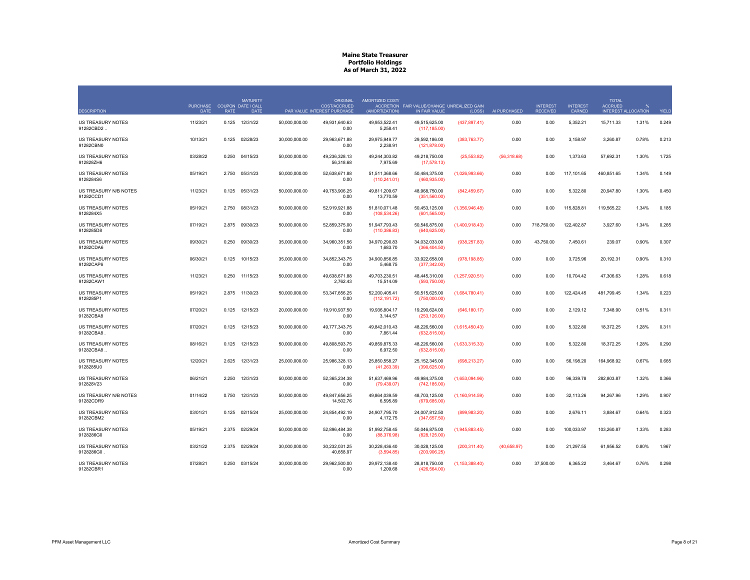# Maine State Treasurer
## Portfolio Holdings
### As of March 31, 2022

| DESCRIPTION | PURCHASE DATE | COUPON RATE | MATURITY DATE / CALL DATE | PAR VALUE | ORIGINAL COST/ACCRUED INTEREST PURCHASE | AMORTIZED COST/ ACCRETION (AMORTIZATION) | FAIR VALUE/CHANGE IN FAIR VALUE | UNREALIZED GAIN (LOSS) | AI PURCHASED | INTEREST RECEIVED | INTEREST EARNED | TOTAL ACCRUED INTEREST | % ALLOCATION | YIELD |
|---|---|---|---|---|---|---|---|---|---|---|---|---|---|---|
| US TREASURY NOTES 91282CBD2 .. | 11/23/21 | 0.125 | 12/31/22 | 50,000,000.00 | 49,931,640.63 / 0.00 | 49,953,522.41 / 5,258.41 | 49,515,625.00 / (117,185.00) | (437,897.41) | 0.00 | 0.00 | 5,352.21 | 15,711.33 | 1.31% | 0.249 |
| US TREASURY NOTES 91282CBN0 | 10/13/21 | 0.125 | 02/28/23 | 30,000,000.00 | 29,963,671.88 / 0.00 | 29,975,949.77 / 2,238.91 | 29,592,186.00 / (121,878.00) | (383,763.77) | 0.00 | 0.00 | 3,158.97 | 3,260.87 | 0.78% | 0.213 |
| US TREASURY NOTES 912828ZH6 | 03/28/22 | 0.250 | 04/15/23 | 50,000,000.00 | 49,236,328.13 / 56,318.68 | 49,244,303.82 / 7,975.69 | 49,218,750.00 / (17,578.13) | (25,553.82) | (56,318.68) | 0.00 | 1,373.63 | 57,692.31 | 1.30% | 1.725 |
| US TREASURY NOTES 9128284S6 | 05/19/21 | 2.750 | 05/31/23 | 50,000,000.00 | 52,638,671.88 / 0.00 | 51,511,368.66 / (110,241.01) | 50,484,375.00 / (460,935.00) | (1,026,993.66) | 0.00 | 0.00 | 117,101.65 | 460,851.65 | 1.34% | 0.149 |
| US TREASURY N/B NOTES 91282CCD1 | 11/23/21 | 0.125 | 05/31/23 | 50,000,000.00 | 49,753,906.25 / 0.00 | 49,811,209.67 / 13,770.59 | 48,968,750.00 / (351,560.00) | (842,459.67) | 0.00 | 0.00 | 5,322.80 | 20,947.80 | 1.30% | 0.450 |
| US TREASURY NOTES 9128284X5 | 05/19/21 | 2.750 | 08/31/23 | 50,000,000.00 | 52,919,921.88 / 0.00 | 51,810,071.48 / (108,534.26) | 50,453,125.00 / (601,565.00) | (1,356,946.48) | 0.00 | 0.00 | 115,828.81 | 119,565.22 | 1.34% | 0.185 |
| US TREASURY NOTES 9128285D8 | 07/19/21 | 2.875 | 09/30/23 | 50,000,000.00 | 52,859,375.00 / 0.00 | 51,947,793.43 / (110,386.83) | 50,546,875.00 / (640,625.00) | (1,400,918.43) | 0.00 | 718,750.00 | 122,402.87 | 3,927.60 | 1.34% | 0.265 |
| US TREASURY NOTES 91282CDA6 | 09/30/21 | 0.250 | 09/30/23 | 35,000,000.00 | 34,960,351.56 / 0.00 | 34,970,290.83 / 1,683.70 | 34,032,033.00 / (366,404.50) | (938,257.83) | 0.00 | 43,750.00 | 7,450.61 | 239.07 | 0.90% | 0.307 |
| US TREASURY NOTES 91282CAP6 | 06/30/21 | 0.125 | 10/15/23 | 35,000,000.00 | 34,852,343.75 / 0.00 | 34,900,856.85 / 5,468.75 | 33,922,658.00 / (377,342.00) | (978,198.85) | 0.00 | 0.00 | 3,725.96 | 20,192.31 | 0.90% | 0.310 |
| US TREASURY NOTES 91282CAW1 | 11/23/21 | 0.250 | 11/15/23 | 50,000,000.00 | 49,638,671.88 / 2,762.43 | 49,703,230.51 / 15,514.09 | 48,445,310.00 / (593,750.00) | (1,257,920.51) | 0.00 | 0.00 | 10,704.42 | 47,306.63 | 1.28% | 0.618 |
| US TREASURY NOTES 9128285P1 | 05/19/21 | 2.875 | 11/30/23 | 50,000,000.00 | 53,347,656.25 / 0.00 | 52,200,405.41 / (112,191.72) | 50,515,625.00 / (750,000.00) | (1,684,780.41) | 0.00 | 0.00 | 122,424.45 | 481,799.45 | 1.34% | 0.223 |
| US TREASURY NOTES 91282CBA8 | 07/20/21 | 0.125 | 12/15/23 | 20,000,000.00 | 19,910,937.50 / 0.00 | 19,936,804.17 / 3,144.57 | 19,290,624.00 / (253,126.00) | (646,180.17) | 0.00 | 0.00 | 2,129.12 | 7,348.90 | 0.51% | 0.311 |
| US TREASURY NOTES 91282CBA8 . | 07/20/21 | 0.125 | 12/15/23 | 50,000,000.00 | 49,777,343.75 / 0.00 | 49,842,010.43 / 7,861.44 | 48,226,560.00 / (632,815.00) | (1,615,450.43) | 0.00 | 0.00 | 5,322.80 | 18,372.25 | 1.28% | 0.311 |
| US TREASURY NOTES 91282CBA8 .. | 08/16/21 | 0.125 | 12/15/23 | 50,000,000.00 | 49,808,593.75 / 0.00 | 49,859,875.33 / 6,972.50 | 48,226,560.00 / (632,815.00) | (1,633,315.33) | 0.00 | 0.00 | 5,322.80 | 18,372.25 | 1.28% | 0.290 |
| US TREASURY NOTES 9128285U0 | 12/20/21 | 2.625 | 12/31/23 | 25,000,000.00 | 25,986,328.13 / 0.00 | 25,850,558.27 / (41,263.39) | 25,152,345.00 / (390,625.00) | (698,213.27) | 0.00 | 0.00 | 56,198.20 | 164,968.92 | 0.67% | 0.665 |
| US TREASURY NOTES 912828V23 | 06/21/21 | 2.250 | 12/31/23 | 50,000,000.00 | 52,365,234.38 / 0.00 | 51,637,469.96 / (79,439.07) | 49,984,375.00 / (742,185.00) | (1,653,094.96) | 0.00 | 0.00 | 96,339.78 | 282,803.87 | 1.32% | 0.366 |
| US TREASURY N/B NOTES 91282CDR9 | 01/14/22 | 0.750 | 12/31/23 | 50,000,000.00 | 49,847,656.25 / 14,502.76 | 49,864,039.59 / 6,595.89 | 48,703,125.00 / (679,685.00) | (1,160,914.59) | 0.00 | 0.00 | 32,113.26 | 94,267.96 | 1.29% | 0.907 |
| US TREASURY NOTES 91282CBM2 | 03/01/21 | 0.125 | 02/15/24 | 25,000,000.00 | 24,854,492.19 / 0.00 | 24,907,795.70 / 4,172.75 | 24,007,812.50 / (347,657.50) | (899,983.20) | 0.00 | 0.00 | 2,676.11 | 3,884.67 | 0.64% | 0.323 |
| US TREASURY NOTES 9128286G0 | 05/19/21 | 2.375 | 02/29/24 | 50,000,000.00 | 52,896,484.38 / 0.00 | 51,992,758.45 / (88,376.98) | 50,046,875.00 / (828,125.00) | (1,945,883.45) | 0.00 | 0.00 | 100,033.97 | 103,260.87 | 1.33% | 0.283 |
| US TREASURY NOTES 9128286G0 . | 03/21/22 | 2.375 | 02/29/24 | 30,000,000.00 | 30,232,031.25 / 40,658.97 | 30,228,436.40 / (3,594.85) | 30,028,125.00 / (203,906.25) | (200,311.40) | (40,658.97) | 0.00 | 21,297.55 | 61,956.52 | 0.80% | 1.967 |
| US TREASURY NOTES 91282CBR1 | 07/28/21 | 0.250 | 03/15/24 | 30,000,000.00 | 29,962,500.00 / 0.00 | 29,972,138.40 / 1,209.68 | 28,818,750.00 / (426,564.00) | (1,153,388.40) | 0.00 | 37,500.00 | 6,365.22 | 3,464.67 | 0.76% | 0.298 |

PFM Asset Management LLC — Amortized Cost Summary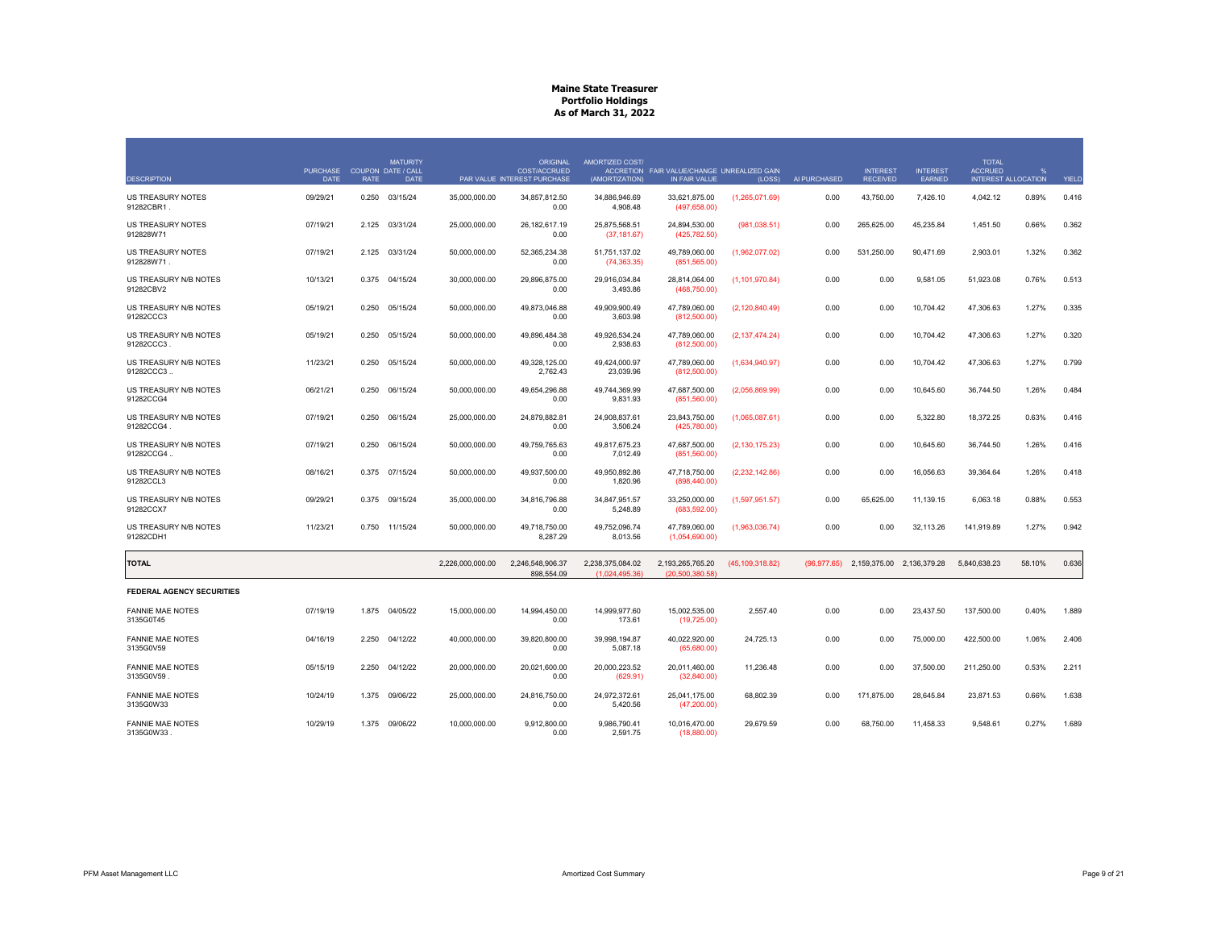# Maine State Treasurer
## Portfolio Holdings
### As of March 31, 2022

| DESCRIPTION | PURCHASE DATE | COUPON RATE | MATURITY DATE / CALL DATE | PAR VALUE | ORIGINAL COST/ACCRUED INTEREST PURCHASE | AMORTIZED COST/ ACCRETION (AMORTIZATION) | FAIR VALUE/CHANGE IN FAIR VALUE | UNREALIZED GAIN (LOSS) | AI PURCHASED | INTEREST RECEIVED | INTEREST EARNED | TOTAL ACCRUED INTEREST | % ALLOCATION | YIELD |
|---|---|---|---|---|---|---|---|---|---|---|---|---|---|---|
| US TREASURY NOTES 91282CBR1 . | 09/29/21 | 0.250 | 03/15/24 | 35,000,000.00 | 34,857,812.50 0.00 | 34,886,946.69 4,908.48 | 33,621,875.00 (497,658.00) | (1,265,071.69) | 0.00 | 43,750.00 | 7,426.10 | 4,042.12 | 0.89% | 0.416 |
| US TREASURY NOTES 912828W71 | 07/19/21 | 2.125 | 03/31/24 | 25,000,000.00 | 26,182,617.19 0.00 | 25,875,568.51 (37,181.67) | 24,894,530.00 (425,782.50) | (981,038.51) | 0.00 | 265,625.00 | 45,235.84 | 1,451.50 | 0.66% | 0.362 |
| US TREASURY NOTES 912828W71 . | 07/19/21 | 2.125 | 03/31/24 | 50,000,000.00 | 52,365,234.38 0.00 | 51,751,137.02 (74,363.35) | 49,789,060.00 (851,565.00) | (1,962,077.02) | 0.00 | 531,250.00 | 90,471.69 | 2,903.01 | 1.32% | 0.362 |
| US TREASURY N/B NOTES 91282CBV2 | 10/13/21 | 0.375 | 04/15/24 | 30,000,000.00 | 29,896,875.00 0.00 | 29,916,034.84 3,493.86 | 28,814,064.00 (468,750.00) | (1,101,970.84) | 0.00 | 0.00 | 9,581.05 | 51,923.08 | 0.76% | 0.513 |
| US TREASURY N/B NOTES 91282CCC3 | 05/19/21 | 0.250 | 05/15/24 | 50,000,000.00 | 49,873,046.88 0.00 | 49,909,900.49 3,603.98 | 47,789,060.00 (812,500.00) | (2,120,840.49) | 0.00 | 0.00 | 10,704.42 | 47,306.63 | 1.27% | 0.335 |
| US TREASURY N/B NOTES 91282CCC3 . | 05/19/21 | 0.250 | 05/15/24 | 50,000,000.00 | 49,896,484.38 0.00 | 49,926,534.24 2,938.63 | 47,789,060.00 (812,500.00) | (2,137,474.24) | 0.00 | 0.00 | 10,704.42 | 47,306.63 | 1.27% | 0.320 |
| US TREASURY N/B NOTES 91282CCC3 .. | 11/23/21 | 0.250 | 05/15/24 | 50,000,000.00 | 49,328,125.00 2,762.43 | 49,424,000.97 23,039.96 | 47,789,060.00 (812,500.00) | (1,634,940.97) | 0.00 | 0.00 | 10,704.42 | 47,306.63 | 1.27% | 0.799 |
| US TREASURY N/B NOTES 91282CCG4 | 06/21/21 | 0.250 | 06/15/24 | 50,000,000.00 | 49,654,296.88 0.00 | 49,744,369.99 9,831.93 | 47,687,500.00 (851,560.00) | (2,056,869.99) | 0.00 | 0.00 | 10,645.60 | 36,744.50 | 1.26% | 0.484 |
| US TREASURY N/B NOTES 91282CCG4 . | 07/19/21 | 0.250 | 06/15/24 | 25,000,000.00 | 24,879,882.81 0.00 | 24,908,837.61 3,506.24 | 23,843,750.00 (425,780.00) | (1,065,087.61) | 0.00 | 0.00 | 5,322.80 | 18,372.25 | 0.63% | 0.416 |
| US TREASURY N/B NOTES 91282CCG4 .. | 07/19/21 | 0.250 | 06/15/24 | 50,000,000.00 | 49,759,765.63 0.00 | 49,817,675.23 7,012.49 | 47,687,500.00 (851,560.00) | (2,130,175.23) | 0.00 | 0.00 | 10,645.60 | 36,744.50 | 1.26% | 0.416 |
| US TREASURY N/B NOTES 91282CCL3 | 08/16/21 | 0.375 | 07/15/24 | 50,000,000.00 | 49,937,500.00 0.00 | 49,950,892.86 1,820.96 | 47,718,750.00 (898,440.00) | (2,232,142.86) | 0.00 | 0.00 | 16,056.63 | 39,364.64 | 1.26% | 0.418 |
| US TREASURY N/B NOTES 91282CCX7 | 09/29/21 | 0.375 | 09/15/24 | 35,000,000.00 | 34,816,796.88 0.00 | 34,847,951.57 5,248.89 | 33,250,000.00 (683,592.00) | (1,597,951.57) | 0.00 | 65,625.00 | 11,139.15 | 6,063.18 | 0.88% | 0.553 |
| US TREASURY N/B NOTES 91282CDH1 | 11/23/21 | 0.750 | 11/15/24 | 50,000,000.00 | 49,718,750.00 8,287.29 | 49,752,096.74 8,013.56 | 47,789,060.00 (1,054,690.00) | (1,963,036.74) | 0.00 | 0.00 | 32,113.26 | 141,919.89 | 1.27% | 0.942 |
| **TOTAL** | | | | 2,226,000,000.00 | 2,246,548,906.37 898,554.09 | 2,238,375,084.02 (1,024,495.36) | 2,193,265,765.20 (20,500,380.58) | (45,109,318.82) | (96,977.65) | 2,159,375.00 | 2,136,379.28 | 5,840,638.23 | 58.10% | 0.636 |
| **FEDERAL AGENCY SECURITIES** | | | | | | | | | | | | | | |
| FANNIE MAE NOTES 3135G0T45 | 07/19/19 | 1.875 | 04/05/22 | 15,000,000.00 | 14,994,450.00 0.00 | 14,999,977.60 173.61 | 15,002,535.00 (19,725.00) | 2,557.40 | 0.00 | 0.00 | 23,437.50 | 137,500.00 | 0.40% | 1.889 |
| FANNIE MAE NOTES 3135G0V59 | 04/16/19 | 2.250 | 04/12/22 | 40,000,000.00 | 39,820,800.00 0.00 | 39,998,194.87 5,087.18 | 40,022,920.00 (65,680.00) | 24,725.13 | 0.00 | 0.00 | 75,000.00 | 422,500.00 | 1.06% | 2.406 |
| FANNIE MAE NOTES 3135G0V59 . | 05/15/19 | 2.250 | 04/12/22 | 20,000,000.00 | 20,021,600.00 0.00 | 20,000,223.52 (629.91) | 20,011,460.00 (32,840.00) | 11,236.48 | 0.00 | 0.00 | 37,500.00 | 211,250.00 | 0.53% | 2.211 |
| FANNIE MAE NOTES 3135G0W33 | 10/24/19 | 1.375 | 09/06/22 | 25,000,000.00 | 24,816,750.00 0.00 | 24,972,372.61 5,420.56 | 25,041,175.00 (47,200.00) | 68,802.39 | 0.00 | 171,875.00 | 28,645.84 | 23,871.53 | 0.66% | 1.638 |
| FANNIE MAE NOTES 3135G0W33 . | 10/29/19 | 1.375 | 09/06/22 | 10,000,000.00 | 9,912,800.00 0.00 | 9,986,790.41 2,591.75 | 10,016,470.00 (18,880.00) | 29,679.59 | 0.00 | 68,750.00 | 11,458.33 | 9,548.61 | 0.27% | 1.689 |

PFM Asset Management LLC — Amortized Cost Summary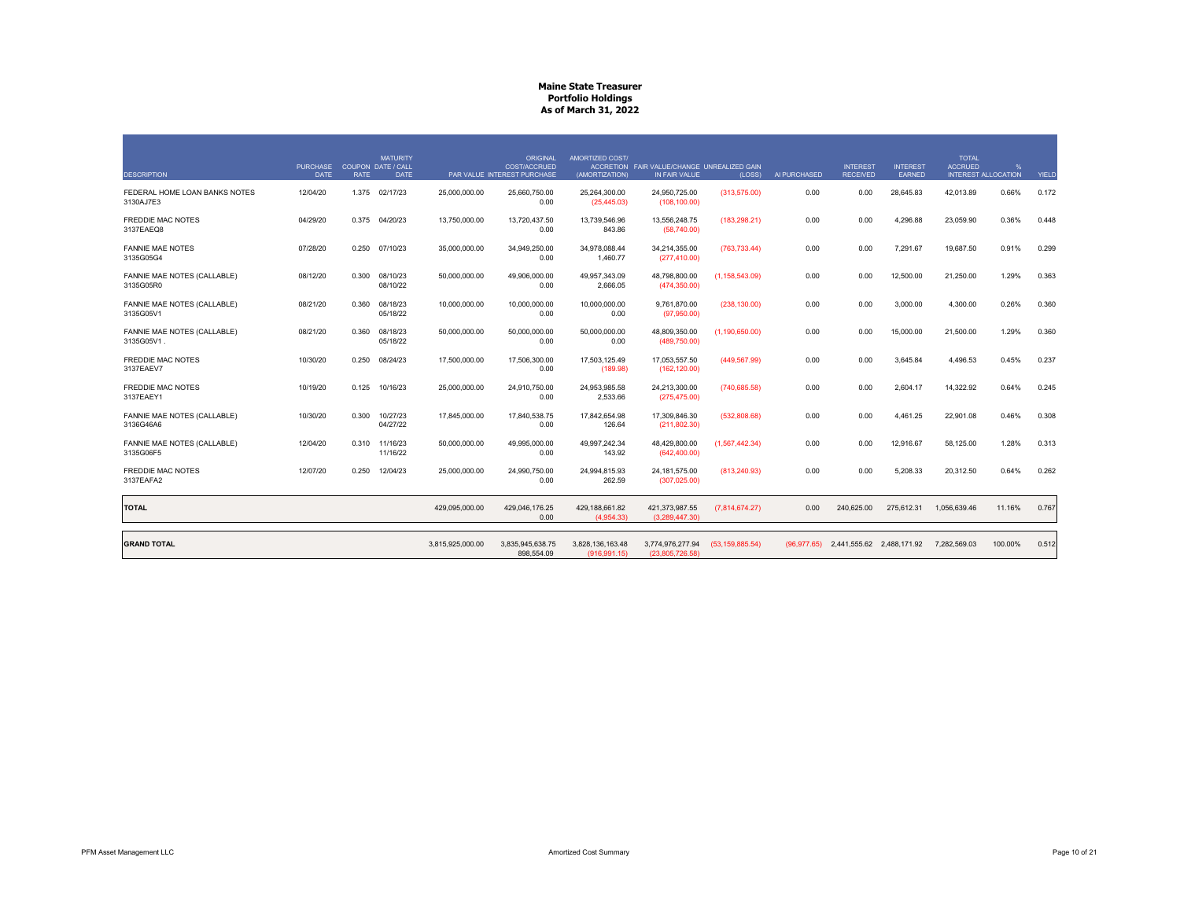# Maine State Treasurer
## Portfolio Holdings
### As of March 31, 2022

| DESCRIPTION | PURCHASE DATE | COUPON RATE | MATURITY DATE / CALL DATE | PAR VALUE | ORIGINAL COST/ACCRUED INTEREST PURCHASE | AMORTIZED COST/ ACCRETION (AMORTIZATION) | FAIR VALUE/CHANGE IN FAIR VALUE | UNREALIZED GAIN (LOSS) | AI PURCHASED | INTEREST RECEIVED | INTEREST EARNED | TOTAL ACCRUED INTEREST | % ALLOCATION | YIELD |
|---|---|---|---|---|---|---|---|---|---|---|---|---|---|---|
| FEDERAL HOME LOAN BANKS NOTES 3130AJ7E3 | 12/04/20 | 1.375 | 02/17/23 | 25,000,000.00 | 25,660,750.00<br>0.00 | 25,264,300.00<br>(25,445.03) | 24,950,725.00<br>(108,100.00) | (313,575.00) | 0.00 | 0.00 | 28,645.83 | 42,013.89 | 0.66% | 0.172 |
| FREDDIE MAC NOTES 3137EAEQ8 | 04/29/20 | 0.375 | 04/20/23 | 13,750,000.00 | 13,720,437.50<br>0.00 | 13,739,546.96<br>843.86 | 13,556,248.75<br>(58,740.00) | (183,298.21) | 0.00 | 0.00 | 4,296.88 | 23,059.90 | 0.36% | 0.448 |
| FANNIE MAE NOTES 3135G05G4 | 07/28/20 | 0.250 | 07/10/23 | 35,000,000.00 | 34,949,250.00<br>0.00 | 34,978,088.44<br>1,460.77 | 34,214,355.00<br>(277,410.00) | (763,733.44) | 0.00 | 0.00 | 7,291.67 | 19,687.50 | 0.91% | 0.299 |
| FANNIE MAE NOTES (CALLABLE) 3135G05R0 | 08/12/20 | 0.300 | 08/10/23<br>08/10/22 | 50,000,000.00 | 49,906,000.00<br>0.00 | 49,957,343.09<br>2,666.05 | 48,798,800.00<br>(474,350.00) | (1,158,543.09) | 0.00 | 0.00 | 12,500.00 | 21,250.00 | 1.29% | 0.363 |
| FANNIE MAE NOTES (CALLABLE) 3135G05V1 | 08/21/20 | 0.360 | 08/18/23<br>05/18/22 | 10,000,000.00 | 10,000,000.00<br>0.00 | 10,000,000.00<br>0.00 | 9,761,870.00<br>(97,950.00) | (238,130.00) | 0.00 | 0.00 | 3,000.00 | 4,300.00 | 0.26% | 0.360 |
| FANNIE MAE NOTES (CALLABLE) 3135G05V1 . | 08/21/20 | 0.360 | 08/18/23<br>05/18/22 | 50,000,000.00 | 50,000,000.00<br>0.00 | 50,000,000.00<br>0.00 | 48,809,350.00<br>(489,750.00) | (1,190,650.00) | 0.00 | 0.00 | 15,000.00 | 21,500.00 | 1.29% | 0.360 |
| FREDDIE MAC NOTES 3137EAEV7 | 10/30/20 | 0.250 | 08/24/23 | 17,500,000.00 | 17,506,300.00<br>0.00 | 17,503,125.49<br>(189.98) | 17,053,557.50<br>(162,120.00) | (449,567.99) | 0.00 | 0.00 | 3,645.84 | 4,496.53 | 0.45% | 0.237 |
| FREDDIE MAC NOTES 3137EAEY1 | 10/19/20 | 0.125 | 10/16/23 | 25,000,000.00 | 24,910,750.00<br>0.00 | 24,953,985.58<br>2,533.66 | 24,213,300.00<br>(275,475.00) | (740,685.58) | 0.00 | 0.00 | 2,604.17 | 14,322.92 | 0.64% | 0.245 |
| FANNIE MAE NOTES (CALLABLE) 3136G46A6 | 10/30/20 | 0.300 | 10/27/23<br>04/27/22 | 17,845,000.00 | 17,840,538.75<br>0.00 | 17,842,654.98<br>126.64 | 17,309,846.30<br>(211,802.30) | (532,808.68) | 0.00 | 0.00 | 4,461.25 | 22,901.08 | 0.46% | 0.308 |
| FANNIE MAE NOTES (CALLABLE) 3135G06F5 | 12/04/20 | 0.310 | 11/16/23<br>11/16/22 | 50,000,000.00 | 49,995,000.00<br>0.00 | 49,997,242.34<br>143.92 | 48,429,800.00<br>(642,400.00) | (1,567,442.34) | 0.00 | 0.00 | 12,916.67 | 58,125.00 | 1.28% | 0.313 |
| FREDDIE MAC NOTES 3137EAFA2 | 12/07/20 | 0.250 | 12/04/23 | 25,000,000.00 | 24,990,750.00<br>0.00 | 24,994,815.93<br>262.59 | 24,181,575.00<br>(307,025.00) | (813,240.93) | 0.00 | 0.00 | 5,208.33 | 20,312.50 | 0.64% | 0.262 |
| **TOTAL** | | | | 429,095,000.00 | 429,046,176.25<br>0.00 | 429,188,661.82<br>(4,954.33) | 421,373,987.55<br>(3,289,447.30) | (7,814,674.27) | 0.00 | 240,625.00 | 275,612.31 | 1,056,639.46 | 11.16% | 0.767 |
| **GRAND TOTAL** | | | | 3,815,925,000.00 | 3,835,945,638.75<br>898,554.09 | 3,828,136,163.48<br>(916,991.15) | 3,774,976,277.94<br>(23,805,726.58) | (53,159,885.54) | (96,977.65) | 2,441,555.62 | 2,488,171.92 | 7,282,569.03 | 100.00% | 0.512 |

PFM Asset Management LLC

Amortized Cost Summary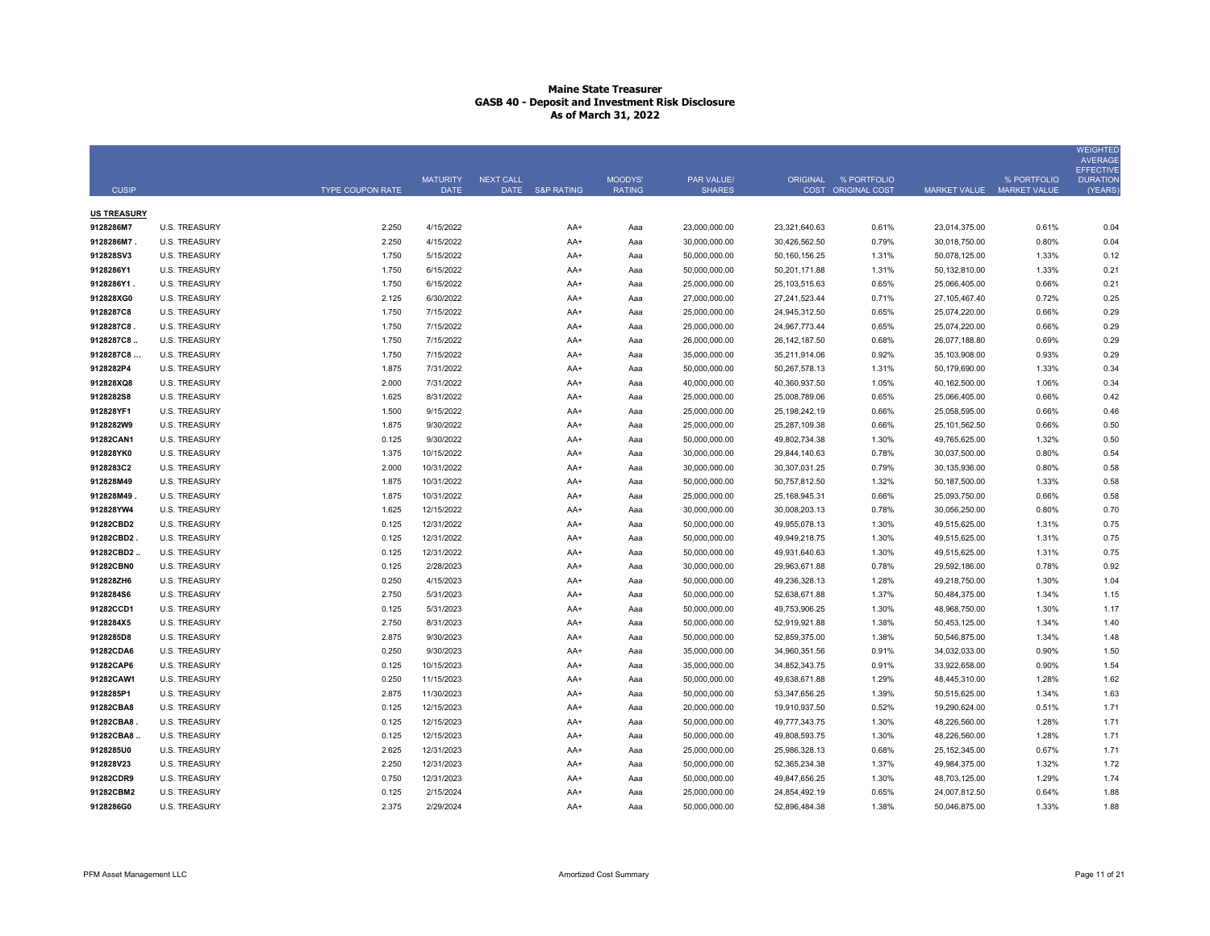# Maine State Treasurer
## GASB 40 - Deposit and Investment Risk Disclosure
### As of March 31, 2022

| CUSIP | TYPE | COUPON RATE | MATURITY DATE | NEXT CALL DATE | S&P RATING | MOODYS' RATING | PAR VALUE/ SHARES | ORIGINAL COST | % PORTFOLIO ORIGINAL COST | MARKET VALUE | % PORTFOLIO MARKET VALUE | WEIGHTED AVERAGE EFFECTIVE DURATION (YEARS) |
|---|---|---|---|---|---|---|---|---|---|---|---|---|
| **US TREASURY** | | | | | | | | | | | | |
| 9128286M7 | U.S. TREASURY | 2.250 | 4/15/2022 | | AA+ | Aaa | 23,000,000.00 | 23,321,640.63 | 0.61% | 23,014,375.00 | 0.61% | 0.04 |
| 9128286M7 . | U.S. TREASURY | 2.250 | 4/15/2022 | | AA+ | Aaa | 30,000,000.00 | 30,426,562.50 | 0.79% | 30,018,750.00 | 0.80% | 0.04 |
| 912828SV3 | U.S. TREASURY | 1.750 | 5/15/2022 | | AA+ | Aaa | 50,000,000.00 | 50,160,156.25 | 1.31% | 50,078,125.00 | 1.33% | 0.12 |
| 9128286Y1 | U.S. TREASURY | 1.750 | 6/15/2022 | | AA+ | Aaa | 50,000,000.00 | 50,201,171.88 | 1.31% | 50,132,810.00 | 1.33% | 0.21 |
| 9128286Y1 . | U.S. TREASURY | 1.750 | 6/15/2022 | | AA+ | Aaa | 25,000,000.00 | 25,103,515.63 | 0.65% | 25,066,405.00 | 0.66% | 0.21 |
| 912828XG0 | U.S. TREASURY | 2.125 | 6/30/2022 | | AA+ | Aaa | 27,000,000.00 | 27,241,523.44 | 0.71% | 27,105,467.40 | 0.72% | 0.25 |
| 9128287C8 | U.S. TREASURY | 1.750 | 7/15/2022 | | AA+ | Aaa | 25,000,000.00 | 24,945,312.50 | 0.65% | 25,074,220.00 | 0.66% | 0.29 |
| 9128287C8 . | U.S. TREASURY | 1.750 | 7/15/2022 | | AA+ | Aaa | 25,000,000.00 | 24,967,773.44 | 0.65% | 25,074,220.00 | 0.66% | 0.29 |
| 9128287C8 .. | U.S. TREASURY | 1.750 | 7/15/2022 | | AA+ | Aaa | 26,000,000.00 | 26,142,187.50 | 0.68% | 26,077,188.80 | 0.69% | 0.29 |
| 9128287C8 ... | U.S. TREASURY | 1.750 | 7/15/2022 | | AA+ | Aaa | 35,000,000.00 | 35,211,914.06 | 0.92% | 35,103,908.00 | 0.93% | 0.29 |
| 9128282P4 | U.S. TREASURY | 1.875 | 7/31/2022 | | AA+ | Aaa | 50,000,000.00 | 50,267,578.13 | 1.31% | 50,179,690.00 | 1.33% | 0.34 |
| 912828XQ8 | U.S. TREASURY | 2.000 | 7/31/2022 | | AA+ | Aaa | 40,000,000.00 | 40,360,937.50 | 1.05% | 40,162,500.00 | 1.06% | 0.34 |
| 9128282S8 | U.S. TREASURY | 1.625 | 8/31/2022 | | AA+ | Aaa | 25,000,000.00 | 25,008,789.06 | 0.65% | 25,066,405.00 | 0.66% | 0.42 |
| 912828YF1 | U.S. TREASURY | 1.500 | 9/15/2022 | | AA+ | Aaa | 25,000,000.00 | 25,198,242.19 | 0.66% | 25,058,595.00 | 0.66% | 0.46 |
| 9128282W9 | U.S. TREASURY | 1.875 | 9/30/2022 | | AA+ | Aaa | 25,000,000.00 | 25,287,109.38 | 0.66% | 25,101,562.50 | 0.66% | 0.50 |
| 91282CAN1 | U.S. TREASURY | 0.125 | 9/30/2022 | | AA+ | Aaa | 50,000,000.00 | 49,802,734.38 | 1.30% | 49,765,625.00 | 1.32% | 0.50 |
| 912828YK0 | U.S. TREASURY | 1.375 | 10/15/2022 | | AA+ | Aaa | 30,000,000.00 | 29,844,140.63 | 0.78% | 30,037,500.00 | 0.80% | 0.54 |
| 9128283C2 | U.S. TREASURY | 2.000 | 10/31/2022 | | AA+ | Aaa | 30,000,000.00 | 30,307,031.25 | 0.79% | 30,135,936.00 | 0.80% | 0.58 |
| 912828M49 | U.S. TREASURY | 1.875 | 10/31/2022 | | AA+ | Aaa | 50,000,000.00 | 50,757,812.50 | 1.32% | 50,187,500.00 | 1.33% | 0.58 |
| 912828M49 . | U.S. TREASURY | 1.875 | 10/31/2022 | | AA+ | Aaa | 25,000,000.00 | 25,168,945.31 | 0.66% | 25,093,750.00 | 0.66% | 0.58 |
| 912828YW4 | U.S. TREASURY | 1.625 | 12/15/2022 | | AA+ | Aaa | 30,000,000.00 | 30,008,203.13 | 0.78% | 30,056,250.00 | 0.80% | 0.70 |
| 91282CBD2 | U.S. TREASURY | 0.125 | 12/31/2022 | | AA+ | Aaa | 50,000,000.00 | 49,955,078.13 | 1.30% | 49,515,625.00 | 1.31% | 0.75 |
| 91282CBD2 . | U.S. TREASURY | 0.125 | 12/31/2022 | | AA+ | Aaa | 50,000,000.00 | 49,949,218.75 | 1.30% | 49,515,625.00 | 1.31% | 0.75 |
| 91282CBD2 .. | U.S. TREASURY | 0.125 | 12/31/2022 | | AA+ | Aaa | 50,000,000.00 | 49,931,640.63 | 1.30% | 49,515,625.00 | 1.31% | 0.75 |
| 91282CBN0 | U.S. TREASURY | 0.125 | 2/28/2023 | | AA+ | Aaa | 30,000,000.00 | 29,963,671.88 | 0.78% | 29,592,186.00 | 0.78% | 0.92 |
| 912828ZH6 | U.S. TREASURY | 0.250 | 4/15/2023 | | AA+ | Aaa | 50,000,000.00 | 49,236,328.13 | 1.28% | 49,218,750.00 | 1.30% | 1.04 |
| 9128284S6 | U.S. TREASURY | 2.750 | 5/31/2023 | | AA+ | Aaa | 50,000,000.00 | 52,638,671.88 | 1.37% | 50,484,375.00 | 1.34% | 1.15 |
| 91282CCD1 | U.S. TREASURY | 0.125 | 5/31/2023 | | AA+ | Aaa | 50,000,000.00 | 49,753,906.25 | 1.30% | 48,968,750.00 | 1.30% | 1.17 |
| 9128284X5 | U.S. TREASURY | 2.750 | 8/31/2023 | | AA+ | Aaa | 50,000,000.00 | 52,919,921.88 | 1.38% | 50,453,125.00 | 1.34% | 1.40 |
| 9128285D8 | U.S. TREASURY | 2.875 | 9/30/2023 | | AA+ | Aaa | 50,000,000.00 | 52,859,375.00 | 1.38% | 50,546,875.00 | 1.34% | 1.48 |
| 91282CDA6 | U.S. TREASURY | 0.250 | 9/30/2023 | | AA+ | Aaa | 35,000,000.00 | 34,960,351.56 | 0.91% | 34,032,033.00 | 0.90% | 1.50 |
| 91282CAP6 | U.S. TREASURY | 0.125 | 10/15/2023 | | AA+ | Aaa | 35,000,000.00 | 34,852,343.75 | 0.91% | 33,922,658.00 | 0.90% | 1.54 |
| 91282CAW1 | U.S. TREASURY | 0.250 | 11/15/2023 | | AA+ | Aaa | 50,000,000.00 | 49,638,671.88 | 1.29% | 48,445,310.00 | 1.28% | 1.62 |
| 9128285P1 | U.S. TREASURY | 2.875 | 11/30/2023 | | AA+ | Aaa | 50,000,000.00 | 53,347,656.25 | 1.39% | 50,515,625.00 | 1.34% | 1.63 |
| 91282CBA8 | U.S. TREASURY | 0.125 | 12/15/2023 | | AA+ | Aaa | 20,000,000.00 | 19,910,937.50 | 0.52% | 19,290,624.00 | 0.51% | 1.71 |
| 91282CBA8 . | U.S. TREASURY | 0.125 | 12/15/2023 | | AA+ | Aaa | 50,000,000.00 | 49,777,343.75 | 1.30% | 48,226,560.00 | 1.28% | 1.71 |
| 91282CBA8 .. | U.S. TREASURY | 0.125 | 12/15/2023 | | AA+ | Aaa | 50,000,000.00 | 49,808,593.75 | 1.30% | 48,226,560.00 | 1.28% | 1.71 |
| 9128285U0 | U.S. TREASURY | 2.625 | 12/31/2023 | | AA+ | Aaa | 25,000,000.00 | 25,986,328.13 | 0.68% | 25,152,345.00 | 0.67% | 1.71 |
| 912828V23 | U.S. TREASURY | 2.250 | 12/31/2023 | | AA+ | Aaa | 50,000,000.00 | 52,365,234.38 | 1.37% | 49,984,375.00 | 1.32% | 1.72 |
| 91282CDR9 | U.S. TREASURY | 0.750 | 12/31/2023 | | AA+ | Aaa | 50,000,000.00 | 49,847,656.25 | 1.30% | 48,703,125.00 | 1.29% | 1.74 |
| 91282CBM2 | U.S. TREASURY | 0.125 | 2/15/2024 | | AA+ | Aaa | 25,000,000.00 | 24,854,492.19 | 0.65% | 24,007,812.50 | 0.64% | 1.88 |
| 9128286G0 | U.S. TREASURY | 2.375 | 2/29/2024 | | AA+ | Aaa | 50,000,000.00 | 52,896,484.38 | 1.38% | 50,046,875.00 | 1.33% | 1.88 |

PFM Asset Management LLC — Amortized Cost Summary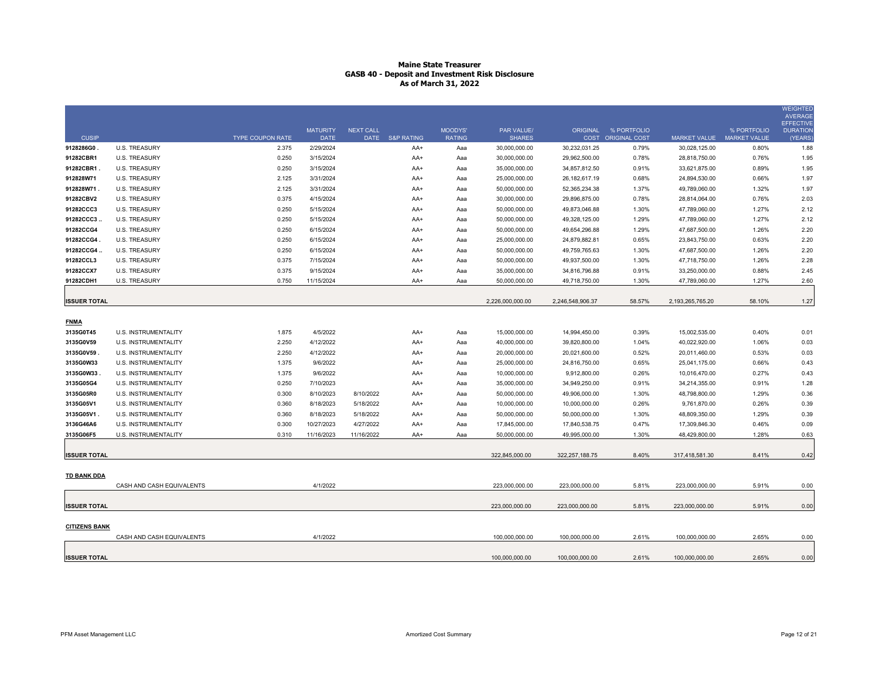# Maine State Treasurer
## GASB 40 - Deposit and Investment Risk Disclosure
### As of March 31, 2022

| CUSIP | | TYPE COUPON RATE | MATURITY DATE | NEXT CALL DATE | S&P RATING | MOODYS' RATING | PAR VALUE/ SHARES | ORIGINAL COST | % PORTFOLIO ORIGINAL COST | MARKET VALUE | % PORTFOLIO MARKET VALUE | WEIGHTED AVERAGE EFFECTIVE DURATION (YEARS) |
|---|---|---|---|---|---|---|---|---|---|---|---|---|
| 9128286G0 . | U.S. TREASURY | 2.375 | 2/29/2024 | | AA+ | Aaa | 30,000,000.00 | 30,232,031.25 | 0.79% | 30,028,125.00 | 0.80% | 1.88 |
| 91282CBR1 | U.S. TREASURY | 0.250 | 3/15/2024 | | AA+ | Aaa | 30,000,000.00 | 29,962,500.00 | 0.78% | 28,818,750.00 | 0.76% | 1.95 |
| 91282CBR1 . | U.S. TREASURY | 0.250 | 3/15/2024 | | AA+ | Aaa | 35,000,000.00 | 34,857,812.50 | 0.91% | 33,621,875.00 | 0.89% | 1.95 |
| 912828W71 | U.S. TREASURY | 2.125 | 3/31/2024 | | AA+ | Aaa | 25,000,000.00 | 26,182,617.19 | 0.68% | 24,894,530.00 | 0.66% | 1.97 |
| 912828W71 . | U.S. TREASURY | 2.125 | 3/31/2024 | | AA+ | Aaa | 50,000,000.00 | 52,365,234.38 | 1.37% | 49,789,060.00 | 1.32% | 1.97 |
| 91282CBV2 | U.S. TREASURY | 0.375 | 4/15/2024 | | AA+ | Aaa | 30,000,000.00 | 29,896,875.00 | 0.78% | 28,814,064.00 | 0.76% | 2.03 |
| 91282CCC3 | U.S. TREASURY | 0.250 | 5/15/2024 | | AA+ | Aaa | 50,000,000.00 | 49,873,046.88 | 1.30% | 47,789,060.00 | 1.27% | 2.12 |
| 91282CCC3 .. | U.S. TREASURY | 0.250 | 5/15/2024 | | AA+ | Aaa | 50,000,000.00 | 49,328,125.00 | 1.29% | 47,789,060.00 | 1.27% | 2.12 |
| 91282CCG4 | U.S. TREASURY | 0.250 | 6/15/2024 | | AA+ | Aaa | 50,000,000.00 | 49,654,296.88 | 1.29% | 47,687,500.00 | 1.26% | 2.20 |
| 91282CCG4 . | U.S. TREASURY | 0.250 | 6/15/2024 | | AA+ | Aaa | 25,000,000.00 | 24,879,882.81 | 0.65% | 23,843,750.00 | 0.63% | 2.20 |
| 91282CCG4 .. | U.S. TREASURY | 0.250 | 6/15/2024 | | AA+ | Aaa | 50,000,000.00 | 49,759,765.63 | 1.30% | 47,687,500.00 | 1.26% | 2.20 |
| 91282CCL3 | U.S. TREASURY | 0.375 | 7/15/2024 | | AA+ | Aaa | 50,000,000.00 | 49,937,500.00 | 1.30% | 47,718,750.00 | 1.26% | 2.28 |
| 91282CCX7 | U.S. TREASURY | 0.375 | 9/15/2024 | | AA+ | Aaa | 35,000,000.00 | 34,816,796.88 | 0.91% | 33,250,000.00 | 0.88% | 2.45 |
| 91282CDH1 | U.S. TREASURY | 0.750 | 11/15/2024 | | AA+ | Aaa | 50,000,000.00 | 49,718,750.00 | 1.30% | 47,789,060.00 | 1.27% | 2.60 |
| **ISSUER TOTAL** | | | | | | | 2,226,000,000.00 | 2,246,548,906.37 | 58.57% | 2,193,265,765.20 | 58.10% | 1.27 |
| **FNMA** | | | | | | | | | | | | |
| 3135G0T45 | U.S. INSTRUMENTALITY | 1.875 | 4/5/2022 | | AA+ | Aaa | 15,000,000.00 | 14,994,450.00 | 0.39% | 15,002,535.00 | 0.40% | 0.01 |
| 3135G0V59 | U.S. INSTRUMENTALITY | 2.250 | 4/12/2022 | | AA+ | Aaa | 40,000,000.00 | 39,820,800.00 | 1.04% | 40,022,920.00 | 1.06% | 0.03 |
| 3135G0V59 . | U.S. INSTRUMENTALITY | 2.250 | 4/12/2022 | | AA+ | Aaa | 20,000,000.00 | 20,021,600.00 | 0.52% | 20,011,460.00 | 0.53% | 0.03 |
| 3135G0W33 | U.S. INSTRUMENTALITY | 1.375 | 9/6/2022 | | AA+ | Aaa | 25,000,000.00 | 24,816,750.00 | 0.65% | 25,041,175.00 | 0.66% | 0.43 |
| 3135G0W33 . | U.S. INSTRUMENTALITY | 1.375 | 9/6/2022 | | AA+ | Aaa | 10,000,000.00 | 9,912,800.00 | 0.26% | 10,016,470.00 | 0.27% | 0.43 |
| 3135G05G4 | U.S. INSTRUMENTALITY | 0.250 | 7/10/2023 | | AA+ | Aaa | 35,000,000.00 | 34,949,250.00 | 0.91% | 34,214,355.00 | 0.91% | 1.28 |
| 3135G05R0 | U.S. INSTRUMENTALITY | 0.300 | 8/10/2023 | 8/10/2022 | AA+ | Aaa | 50,000,000.00 | 49,906,000.00 | 1.30% | 48,798,800.00 | 1.29% | 0.36 |
| 3135G05V1 | U.S. INSTRUMENTALITY | 0.360 | 8/18/2023 | 5/18/2022 | AA+ | Aaa | 10,000,000.00 | 10,000,000.00 | 0.26% | 9,761,870.00 | 0.26% | 0.39 |
| 3135G05V1 . | U.S. INSTRUMENTALITY | 0.360 | 8/18/2023 | 5/18/2022 | AA+ | Aaa | 50,000,000.00 | 50,000,000.00 | 1.30% | 48,809,350.00 | 1.29% | 0.39 |
| 3136G46A6 | U.S. INSTRUMENTALITY | 0.300 | 10/27/2023 | 4/27/2022 | AA+ | Aaa | 17,845,000.00 | 17,840,538.75 | 0.47% | 17,309,846.30 | 0.46% | 0.09 |
| 3135G06F5 | U.S. INSTRUMENTALITY | 0.310 | 11/16/2023 | 11/16/2022 | AA+ | Aaa | 50,000,000.00 | 49,995,000.00 | 1.30% | 48,429,800.00 | 1.28% | 0.63 |
| **ISSUER TOTAL** | | | | | | | 322,845,000.00 | 322,257,188.75 | 8.40% | 317,418,581.30 | 8.41% | 0.42 |
| **TD BANK DDA** | | | | | | | | | | | | |
| | CASH AND CASH EQUIVALENTS | | 4/1/2022 | | | | 223,000,000.00 | 223,000,000.00 | 5.81% | 223,000,000.00 | 5.91% | 0.00 |
| **ISSUER TOTAL** | | | | | | | 223,000,000.00 | 223,000,000.00 | 5.81% | 223,000,000.00 | 5.91% | 0.00 |
| **CITIZENS BANK** | | | | | | | | | | | | |
| | CASH AND CASH EQUIVALENTS | | 4/1/2022 | | | | 100,000,000.00 | 100,000,000.00 | 2.61% | 100,000,000.00 | 2.65% | 0.00 |
| **ISSUER TOTAL** | | | | | | | 100,000,000.00 | 100,000,000.00 | 2.61% | 100,000,000.00 | 2.65% | 0.00 |

PFM Asset Management LLC — Amortized Cost Summary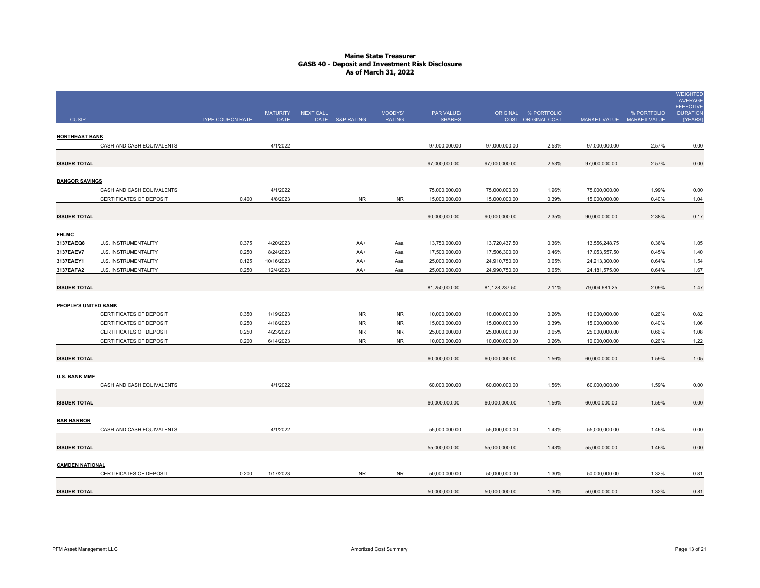# Maine State Treasurer
## GASB 40 - Deposit and Investment Risk Disclosure
### As of March 31, 2022

| CUSIP | | TYPE | COUPON RATE | MATURITY DATE | NEXT CALL DATE | S&P RATING | MOODYS' RATING | PAR VALUE/ SHARES | ORIGINAL COST | % PORTFOLIO ORIGINAL COST | MARKET VALUE | % PORTFOLIO MARKET VALUE | WEIGHTED AVERAGE EFFECTIVE DURATION (YEARS) |
|---|---|---|---|---|---|---|---|---|---|---|---|---|---|
| **NORTHEAST BANK** | | | | | | | | | | | | | |
| | CASH AND CASH EQUIVALENTS | | | 4/1/2022 | | | | 97,000,000.00 | 97,000,000.00 | 2.53% | 97,000,000.00 | 2.57% | 0.00 |
| **ISSUER TOTAL** | | | | | | | | 97,000,000.00 | 97,000,000.00 | 2.53% | 97,000,000.00 | 2.57% | 0.00 |
| **BANGOR SAVINGS** | | | | | | | | | | | | | |
| | CASH AND CASH EQUIVALENTS | | | 4/1/2022 | | | | 75,000,000.00 | 75,000,000.00 | 1.96% | 75,000,000.00 | 1.99% | 0.00 |
| | CERTIFICATES OF DEPOSIT | | 0.400 | 4/8/2023 | | NR | NR | 15,000,000.00 | 15,000,000.00 | 0.39% | 15,000,000.00 | 0.40% | 1.04 |
| **ISSUER TOTAL** | | | | | | | | 90,000,000.00 | 90,000,000.00 | 2.35% | 90,000,000.00 | 2.38% | 0.17 |
| **FHLMC** | | | | | | | | | | | | | |
| 3137EAEQ8 | U.S. INSTRUMENTALITY | | 0.375 | 4/20/2023 | | AA+ | Aaa | 13,750,000.00 | 13,720,437.50 | 0.36% | 13,556,248.75 | 0.36% | 1.05 |
| 3137EAEV7 | U.S. INSTRUMENTALITY | | 0.250 | 8/24/2023 | | AA+ | Aaa | 17,500,000.00 | 17,506,300.00 | 0.46% | 17,053,557.50 | 0.45% | 1.40 |
| 3137EAEY1 | U.S. INSTRUMENTALITY | | 0.125 | 10/16/2023 | | AA+ | Aaa | 25,000,000.00 | 24,910,750.00 | 0.65% | 24,213,300.00 | 0.64% | 1.54 |
| 3137EAFA2 | U.S. INSTRUMENTALITY | | 0.250 | 12/4/2023 | | AA+ | Aaa | 25,000,000.00 | 24,990,750.00 | 0.65% | 24,181,575.00 | 0.64% | 1.67 |
| **ISSUER TOTAL** | | | | | | | | 81,250,000.00 | 81,128,237.50 | 2.11% | 79,004,681.25 | 2.09% | 1.47 |
| **PEOPLE'S UNITED BANK** | | | | | | | | | | | | | |
| | CERTIFICATES OF DEPOSIT | | 0.350 | 1/19/2023 | | NR | NR | 10,000,000.00 | 10,000,000.00 | 0.26% | 10,000,000.00 | 0.26% | 0.82 |
| | CERTIFICATES OF DEPOSIT | | 0.250 | 4/18/2023 | | NR | NR | 15,000,000.00 | 15,000,000.00 | 0.39% | 15,000,000.00 | 0.40% | 1.06 |
| | CERTIFICATES OF DEPOSIT | | 0.250 | 4/23/2023 | | NR | NR | 25,000,000.00 | 25,000,000.00 | 0.65% | 25,000,000.00 | 0.66% | 1.08 |
| | CERTIFICATES OF DEPOSIT | | 0.200 | 6/14/2023 | | NR | NR | 10,000,000.00 | 10,000,000.00 | 0.26% | 10,000,000.00 | 0.26% | 1.22 |
| **ISSUER TOTAL** | | | | | | | | 60,000,000.00 | 60,000,000.00 | 1.56% | 60,000,000.00 | 1.59% | 1.05 |
| **U.S. BANK MMF** | | | | | | | | | | | | | |
| | CASH AND CASH EQUIVALENTS | | | 4/1/2022 | | | | 60,000,000.00 | 60,000,000.00 | 1.56% | 60,000,000.00 | 1.59% | 0.00 |
| **ISSUER TOTAL** | | | | | | | | 60,000,000.00 | 60,000,000.00 | 1.56% | 60,000,000.00 | 1.59% | 0.00 |
| **BAR HARBOR** | | | | | | | | | | | | | |
| | CASH AND CASH EQUIVALENTS | | | 4/1/2022 | | | | 55,000,000.00 | 55,000,000.00 | 1.43% | 55,000,000.00 | 1.46% | 0.00 |
| **ISSUER TOTAL** | | | | | | | | 55,000,000.00 | 55,000,000.00 | 1.43% | 55,000,000.00 | 1.46% | 0.00 |
| **CAMDEN NATIONAL** | | | | | | | | | | | | | |
| | CERTIFICATES OF DEPOSIT | | 0.200 | 1/17/2023 | | NR | NR | 50,000,000.00 | 50,000,000.00 | 1.30% | 50,000,000.00 | 1.32% | 0.81 |
| **ISSUER TOTAL** | | | | | | | | 50,000,000.00 | 50,000,000.00 | 1.30% | 50,000,000.00 | 1.32% | 0.81 |

PFM Asset Management LLC — Amortized Cost Summary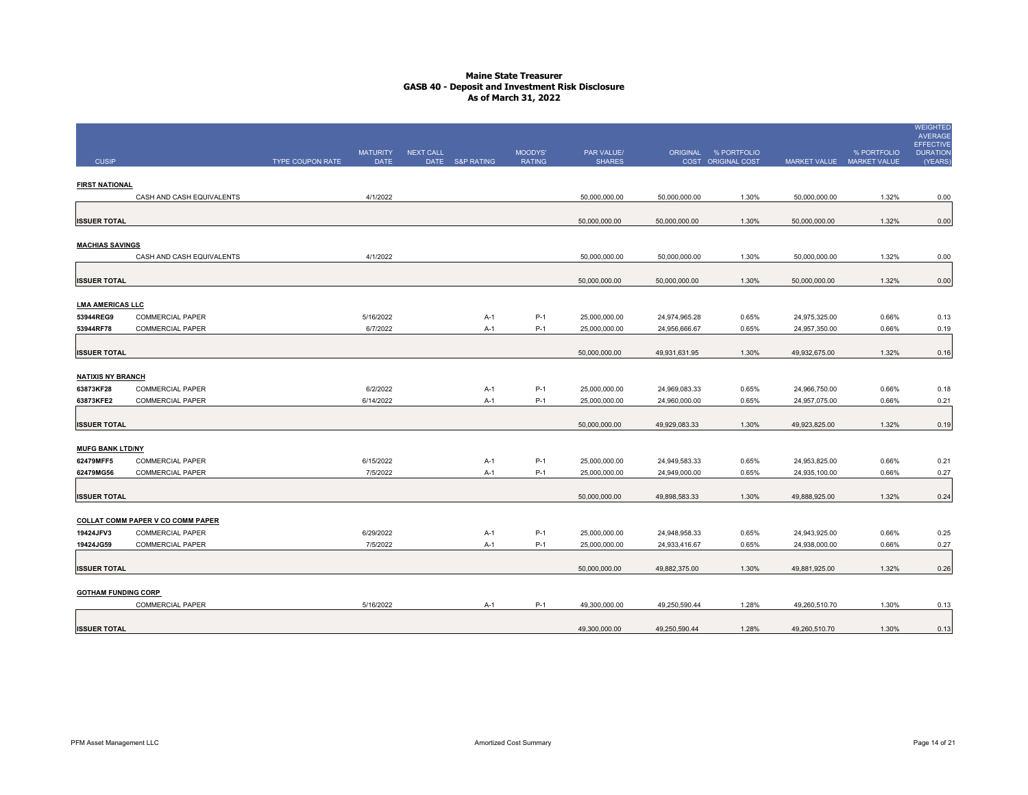# Maine State Treasurer
## GASB 40 - Deposit and Investment Risk Disclosure
### As of March 31, 2022

| CUSIP | | TYPE | COUPON RATE | MATURITY DATE | NEXT CALL DATE | S&P RATING | MOODYS' RATING | PAR VALUE/ SHARES | ORIGINAL COST | % PORTFOLIO ORIGINAL COST | MARKET VALUE | % PORTFOLIO MARKET VALUE | WEIGHTED AVERAGE EFFECTIVE DURATION (YEARS) |
|---|---|---|---|---|---|---|---|---|---|---|---|---|---|
| **FIRST NATIONAL** | | | | | | | | | | | | | |
| | CASH AND CASH EQUIVALENTS | | | 4/1/2022 | | | | 50,000,000.00 | 50,000,000.00 | 1.30% | 50,000,000.00 | 1.32% | 0.00 |
| **ISSUER TOTAL** | | | | | | | | 50,000,000.00 | 50,000,000.00 | 1.30% | 50,000,000.00 | 1.32% | 0.00 |
| **MACHIAS SAVINGS** | | | | | | | | | | | | | |
| | CASH AND CASH EQUIVALENTS | | | 4/1/2022 | | | | 50,000,000.00 | 50,000,000.00 | 1.30% | 50,000,000.00 | 1.32% | 0.00 |
| **ISSUER TOTAL** | | | | | | | | 50,000,000.00 | 50,000,000.00 | 1.30% | 50,000,000.00 | 1.32% | 0.00 |
| **LMA AMERICAS LLC** | | | | | | | | | | | | | |
| 53944REG9 | COMMERCIAL PAPER | | | 5/16/2022 | | A-1 | P-1 | 25,000,000.00 | 24,974,965.28 | 0.65% | 24,975,325.00 | 0.66% | 0.13 |
| 53944RF78 | COMMERCIAL PAPER | | | 6/7/2022 | | A-1 | P-1 | 25,000,000.00 | 24,956,666.67 | 0.65% | 24,957,350.00 | 0.66% | 0.19 |
| **ISSUER TOTAL** | | | | | | | | 50,000,000.00 | 49,931,631.95 | 1.30% | 49,932,675.00 | 1.32% | 0.16 |
| **NATIXIS NY BRANCH** | | | | | | | | | | | | | |
| 63873KF28 | COMMERCIAL PAPER | | | 6/2/2022 | | A-1 | P-1 | 25,000,000.00 | 24,969,083.33 | 0.65% | 24,966,750.00 | 0.66% | 0.18 |
| 63873KFE2 | COMMERCIAL PAPER | | | 6/14/2022 | | A-1 | P-1 | 25,000,000.00 | 24,960,000.00 | 0.65% | 24,957,075.00 | 0.66% | 0.21 |
| **ISSUER TOTAL** | | | | | | | | 50,000,000.00 | 49,929,083.33 | 1.30% | 49,923,825.00 | 1.32% | 0.19 |
| **MUFG BANK LTD/NY** | | | | | | | | | | | | | |
| 62479MFF5 | COMMERCIAL PAPER | | | 6/15/2022 | | A-1 | P-1 | 25,000,000.00 | 24,949,583.33 | 0.65% | 24,953,825.00 | 0.66% | 0.21 |
| 62479MG56 | COMMERCIAL PAPER | | | 7/5/2022 | | A-1 | P-1 | 25,000,000.00 | 24,949,000.00 | 0.65% | 24,935,100.00 | 0.66% | 0.27 |
| **ISSUER TOTAL** | | | | | | | | 50,000,000.00 | 49,898,583.33 | 1.30% | 49,888,925.00 | 1.32% | 0.24 |
| **COLLAT COMM PAPER V CO COMM PAPER** | | | | | | | | | | | | | |
| 19424JFV3 | COMMERCIAL PAPER | | | 6/29/2022 | | A-1 | P-1 | 25,000,000.00 | 24,948,958.33 | 0.65% | 24,943,925.00 | 0.66% | 0.25 |
| 19424JG59 | COMMERCIAL PAPER | | | 7/5/2022 | | A-1 | P-1 | 25,000,000.00 | 24,933,416.67 | 0.65% | 24,938,000.00 | 0.66% | 0.27 |
| **ISSUER TOTAL** | | | | | | | | 50,000,000.00 | 49,882,375.00 | 1.30% | 49,881,925.00 | 1.32% | 0.26 |
| **GOTHAM FUNDING CORP** | | | | | | | | | | | | | |
| | COMMERCIAL PAPER | | | 5/16/2022 | | A-1 | P-1 | 49,300,000.00 | 49,250,590.44 | 1.28% | 49,260,510.70 | 1.30% | 0.13 |
| **ISSUER TOTAL** | | | | | | | | 49,300,000.00 | 49,250,590.44 | 1.28% | 49,260,510.70 | 1.30% | 0.13 |

PFM Asset Management LLC — Amortized Cost Summary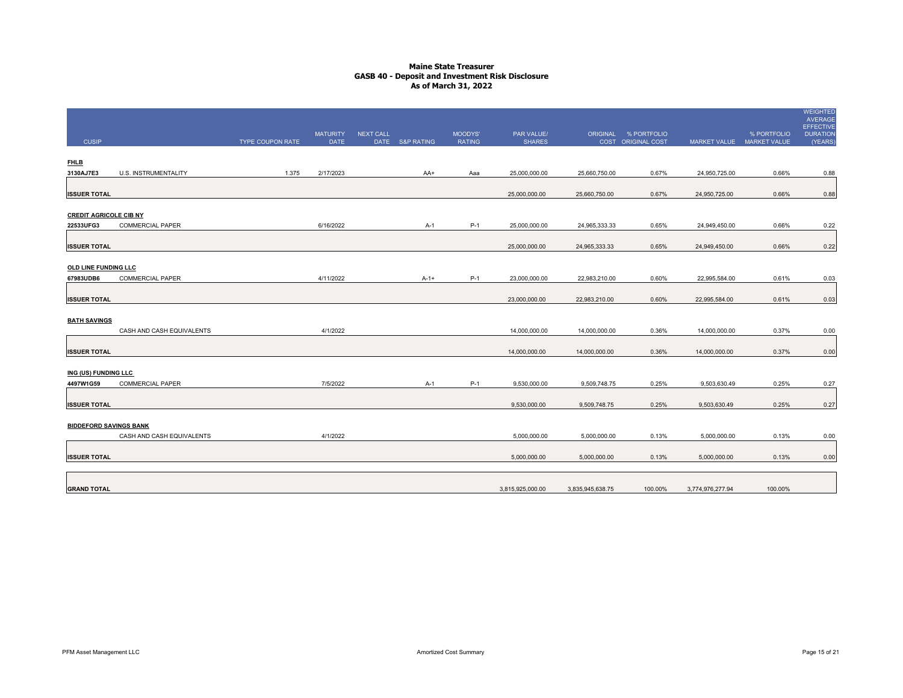# Maine State Treasurer
## GASB 40 - Deposit and Investment Risk Disclosure
## As of March 31, 2022

| CUSIP | | TYPE | COUPON RATE | MATURITY DATE | NEXT CALL DATE | S&P RATING | MOODYS' RATING | PAR VALUE/ SHARES | ORIGINAL COST | % PORTFOLIO ORIGINAL COST | MARKET VALUE | % PORTFOLIO MARKET VALUE | WEIGHTED AVERAGE EFFECTIVE DURATION (YEARS) |
|---|---|---|---|---|---|---|---|---|---|---|---|---|---|
| **FHLB** | | | | | | | | | | | | | |
| **3130AJ7E3** | U.S. INSTRUMENTALITY | | 1.375 | 2/17/2023 | | AA+ | Aaa | 25,000,000.00 | 25,660,750.00 | 0.67% | 24,950,725.00 | 0.66% | 0.88 |
| **ISSUER TOTAL** | | | | | | | | 25,000,000.00 | 25,660,750.00 | 0.67% | 24,950,725.00 | 0.66% | 0.88 |
| **CREDIT AGRICOLE CIB NY** | | | | | | | | | | | | | |
| **22533UFG3** | COMMERCIAL PAPER | | | 6/16/2022 | | A-1 | P-1 | 25,000,000.00 | 24,965,333.33 | 0.65% | 24,949,450.00 | 0.66% | 0.22 |
| **ISSUER TOTAL** | | | | | | | | 25,000,000.00 | 24,965,333.33 | 0.65% | 24,949,450.00 | 0.66% | 0.22 |
| **OLD LINE FUNDING LLC** | | | | | | | | | | | | | |
| **67983UDB6** | COMMERCIAL PAPER | | | 4/11/2022 | | A-1+ | P-1 | 23,000,000.00 | 22,983,210.00 | 0.60% | 22,995,584.00 | 0.61% | 0.03 |
| **ISSUER TOTAL** | | | | | | | | 23,000,000.00 | 22,983,210.00 | 0.60% | 22,995,584.00 | 0.61% | 0.03 |
| **BATH SAVINGS** | | | | | | | | | | | | | |
| | CASH AND CASH EQUIVALENTS | | | 4/1/2022 | | | | 14,000,000.00 | 14,000,000.00 | 0.36% | 14,000,000.00 | 0.37% | 0.00 |
| **ISSUER TOTAL** | | | | | | | | 14,000,000.00 | 14,000,000.00 | 0.36% | 14,000,000.00 | 0.37% | 0.00 |
| **ING (US) FUNDING LLC** | | | | | | | | | | | | | |
| **4497W1G59** | COMMERCIAL PAPER | | | 7/5/2022 | | A-1 | P-1 | 9,530,000.00 | 9,509,748.75 | 0.25% | 9,503,630.49 | 0.25% | 0.27 |
| **ISSUER TOTAL** | | | | | | | | 9,530,000.00 | 9,509,748.75 | 0.25% | 9,503,630.49 | 0.25% | 0.27 |
| **BIDDEFORD SAVINGS BANK** | | | | | | | | | | | | | |
| | CASH AND CASH EQUIVALENTS | | | 4/1/2022 | | | | 5,000,000.00 | 5,000,000.00 | 0.13% | 5,000,000.00 | 0.13% | 0.00 |
| **ISSUER TOTAL** | | | | | | | | 5,000,000.00 | 5,000,000.00 | 0.13% | 5,000,000.00 | 0.13% | 0.00 |
| **GRAND TOTAL** | | | | | | | | 3,815,925,000.00 | 3,835,945,638.75 | 100.00% | 3,774,976,277.94 | 100.00% | |

PFM Asset Management LLC — Amortized Cost Summary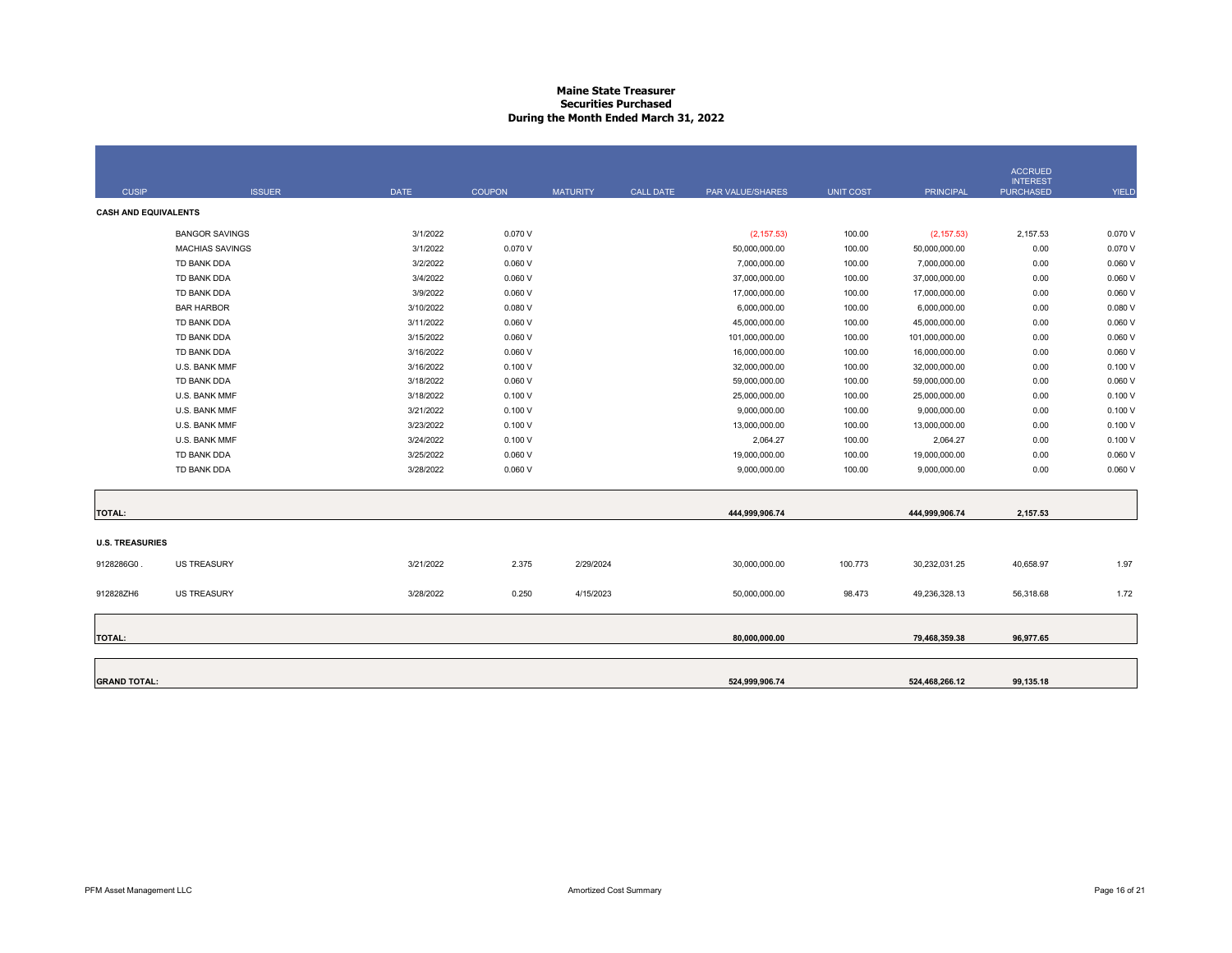# Maine State Treasurer
## Securities Purchased
### During the Month Ended March 31, 2022

| CUSIP | ISSUER | DATE | COUPON | MATURITY | CALL DATE | PAR VALUE/SHARES | UNIT COST | PRINCIPAL | ACCRUED INTEREST PURCHASED | YIELD |
|---|---|---|---|---|---|---|---|---|---|---|
| **CASH AND EQUIVALENTS** | | | | | | | | | | |
| | BANGOR SAVINGS | 3/1/2022 | 0.070 V | | | (2,157.53) | 100.00 | (2,157.53) | 2,157.53 | 0.070 V |
| | MACHIAS SAVINGS | 3/1/2022 | 0.070 V | | | 50,000,000.00 | 100.00 | 50,000,000.00 | 0.00 | 0.070 V |
| | TD BANK DDA | 3/2/2022 | 0.060 V | | | 7,000,000.00 | 100.00 | 7,000,000.00 | 0.00 | 0.060 V |
| | TD BANK DDA | 3/4/2022 | 0.060 V | | | 37,000,000.00 | 100.00 | 37,000,000.00 | 0.00 | 0.060 V |
| | TD BANK DDA | 3/9/2022 | 0.060 V | | | 17,000,000.00 | 100.00 | 17,000,000.00 | 0.00 | 0.060 V |
| | BAR HARBOR | 3/10/2022 | 0.080 V | | | 6,000,000.00 | 100.00 | 6,000,000.00 | 0.00 | 0.080 V |
| | TD BANK DDA | 3/11/2022 | 0.060 V | | | 45,000,000.00 | 100.00 | 45,000,000.00 | 0.00 | 0.060 V |
| | TD BANK DDA | 3/15/2022 | 0.060 V | | | 101,000,000.00 | 100.00 | 101,000,000.00 | 0.00 | 0.060 V |
| | TD BANK DDA | 3/16/2022 | 0.060 V | | | 16,000,000.00 | 100.00 | 16,000,000.00 | 0.00 | 0.060 V |
| | U.S. BANK MMF | 3/16/2022 | 0.100 V | | | 32,000,000.00 | 100.00 | 32,000,000.00 | 0.00 | 0.100 V |
| | TD BANK DDA | 3/18/2022 | 0.060 V | | | 59,000,000.00 | 100.00 | 59,000,000.00 | 0.00 | 0.060 V |
| | U.S. BANK MMF | 3/18/2022 | 0.100 V | | | 25,000,000.00 | 100.00 | 25,000,000.00 | 0.00 | 0.100 V |
| | U.S. BANK MMF | 3/21/2022 | 0.100 V | | | 9,000,000.00 | 100.00 | 9,000,000.00 | 0.00 | 0.100 V |
| | U.S. BANK MMF | 3/23/2022 | 0.100 V | | | 13,000,000.00 | 100.00 | 13,000,000.00 | 0.00 | 0.100 V |
| | U.S. BANK MMF | 3/24/2022 | 0.100 V | | | 2,064.27 | 100.00 | 2,064.27 | 0.00 | 0.100 V |
| | TD BANK DDA | 3/25/2022 | 0.060 V | | | 19,000,000.00 | 100.00 | 19,000,000.00 | 0.00 | 0.060 V |
| | TD BANK DDA | 3/28/2022 | 0.060 V | | | 9,000,000.00 | 100.00 | 9,000,000.00 | 0.00 | 0.060 V |
| **TOTAL:** | | | | | | **444,999,906.74** | | **444,999,906.74** | **2,157.53** | |
| **U.S. TREASURIES** | | | | | | | | | | |
| 9128286G0 . | US TREASURY | 3/21/2022 | 2.375 | 2/29/2024 | | 30,000,000.00 | 100.773 | 30,232,031.25 | 40,658.97 | 1.97 |
| 912828ZH6 | US TREASURY | 3/28/2022 | 0.250 | 4/15/2023 | | 50,000,000.00 | 98.473 | 49,236,328.13 | 56,318.68 | 1.72 |
| **TOTAL:** | | | | | | **80,000,000.00** | | **79,468,359.38** | **96,977.65** | |
| **GRAND TOTAL:** | | | | | | **524,999,906.74** | | **524,468,266.12** | **99,135.18** | |

PFM Asset Management LLC

Amortized Cost Summary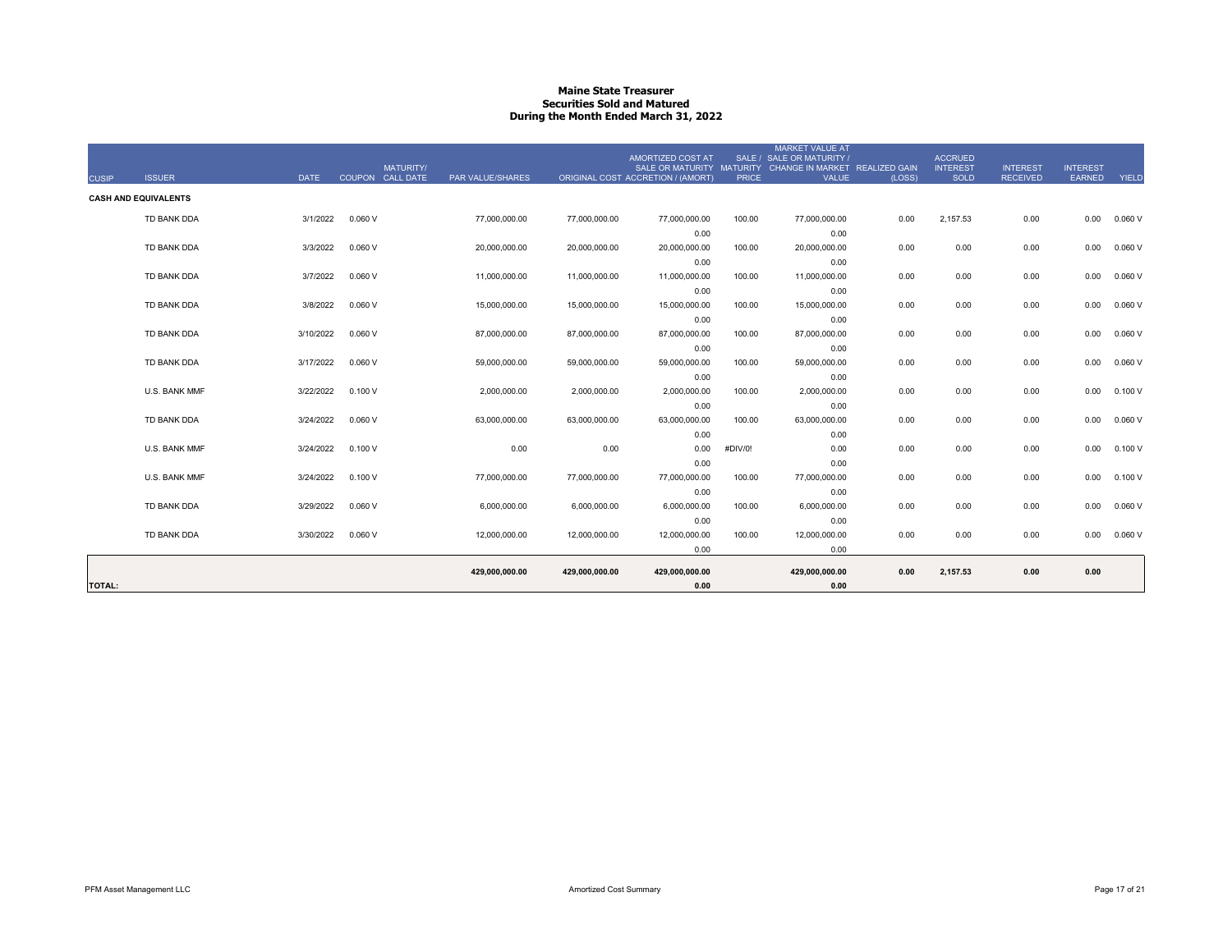# Maine State Treasurer
## Securities Sold and Matured
### During the Month Ended March 31, 2022

| CUSIP | ISSUER | DATE | COUPON | MATURITY/ CALL DATE | PAR VALUE/SHARES | ORIGINAL COST | AMORTIZED COST AT SALE OR MATURITY ACCRETION / (AMORT) | SALE / MATURITY PRICE | MARKET VALUE AT SALE OR MATURITY / CHANGE IN MARKET VALUE | REALIZED GAIN (LOSS) | ACCRUED INTEREST SOLD | INTEREST RECEIVED | INTEREST EARNED | YIELD |
|---|---|---|---|---|---|---|---|---|---|---|---|---|---|---|
| **CASH AND EQUIVALENTS** | | | | | | | | | | | | | | |
| | TD BANK DDA | 3/1/2022 | 0.060 V | | 77,000,000.00 | 77,000,000.00 | 77,000,000.00 | 100.00 | 77,000,000.00 | 0.00 | 2,157.53 | 0.00 | 0.00 | 0.060 V |
| | | | | | | | 0.00 | | 0.00 | | | | | |
| | TD BANK DDA | 3/3/2022 | 0.060 V | | 20,000,000.00 | 20,000,000.00 | 20,000,000.00 | 100.00 | 20,000,000.00 | 0.00 | 0.00 | 0.00 | 0.00 | 0.060 V |
| | | | | | | | 0.00 | | 0.00 | | | | | |
| | TD BANK DDA | 3/7/2022 | 0.060 V | | 11,000,000.00 | 11,000,000.00 | 11,000,000.00 | 100.00 | 11,000,000.00 | 0.00 | 0.00 | 0.00 | 0.00 | 0.060 V |
| | | | | | | | 0.00 | | 0.00 | | | | | |
| | TD BANK DDA | 3/8/2022 | 0.060 V | | 15,000,000.00 | 15,000,000.00 | 15,000,000.00 | 100.00 | 15,000,000.00 | 0.00 | 0.00 | 0.00 | 0.00 | 0.060 V |
| | | | | | | | 0.00 | | 0.00 | | | | | |
| | TD BANK DDA | 3/10/2022 | 0.060 V | | 87,000,000.00 | 87,000,000.00 | 87,000,000.00 | 100.00 | 87,000,000.00 | 0.00 | 0.00 | 0.00 | 0.00 | 0.060 V |
| | | | | | | | 0.00 | | 0.00 | | | | | |
| | TD BANK DDA | 3/17/2022 | 0.060 V | | 59,000,000.00 | 59,000,000.00 | 59,000,000.00 | 100.00 | 59,000,000.00 | 0.00 | 0.00 | 0.00 | 0.00 | 0.060 V |
| | | | | | | | 0.00 | | 0.00 | | | | | |
| | U.S. BANK MMF | 3/22/2022 | 0.100 V | | 2,000,000.00 | 2,000,000.00 | 2,000,000.00 | 100.00 | 2,000,000.00 | 0.00 | 0.00 | 0.00 | 0.00 | 0.100 V |
| | | | | | | | 0.00 | | 0.00 | | | | | |
| | TD BANK DDA | 3/24/2022 | 0.060 V | | 63,000,000.00 | 63,000,000.00 | 63,000,000.00 | 100.00 | 63,000,000.00 | 0.00 | 0.00 | 0.00 | 0.00 | 0.060 V |
| | | | | | | | 0.00 | | 0.00 | | | | | |
| | U.S. BANK MMF | 3/24/2022 | 0.100 V | | 0.00 | 0.00 | 0.00 | #DIV/0! | 0.00 | 0.00 | 0.00 | 0.00 | 0.00 | 0.100 V |
| | | | | | | | 0.00 | | 0.00 | | | | | |
| | U.S. BANK MMF | 3/24/2022 | 0.100 V | | 77,000,000.00 | 77,000,000.00 | 77,000,000.00 | 100.00 | 77,000,000.00 | 0.00 | 0.00 | 0.00 | 0.00 | 0.100 V |
| | | | | | | | 0.00 | | 0.00 | | | | | |
| | TD BANK DDA | 3/29/2022 | 0.060 V | | 6,000,000.00 | 6,000,000.00 | 6,000,000.00 | 100.00 | 6,000,000.00 | 0.00 | 0.00 | 0.00 | 0.00 | 0.060 V |
| | | | | | | | 0.00 | | 0.00 | | | | | |
| | TD BANK DDA | 3/30/2022 | 0.060 V | | 12,000,000.00 | 12,000,000.00 | 12,000,000.00 | 100.00 | 12,000,000.00 | 0.00 | 0.00 | 0.00 | 0.00 | 0.060 V |
| | | | | | | | 0.00 | | 0.00 | | | | | |
| **TOTAL:** | | | | | **429,000,000.00** | **429,000,000.00** | **429,000,000.00** | | **429,000,000.00** | **0.00** | **2,157.53** | **0.00** | **0.00** | |
| | | | | | | | **0.00** | | **0.00** | | | | | |

PFM Asset Management LLC

Amortized Cost Summary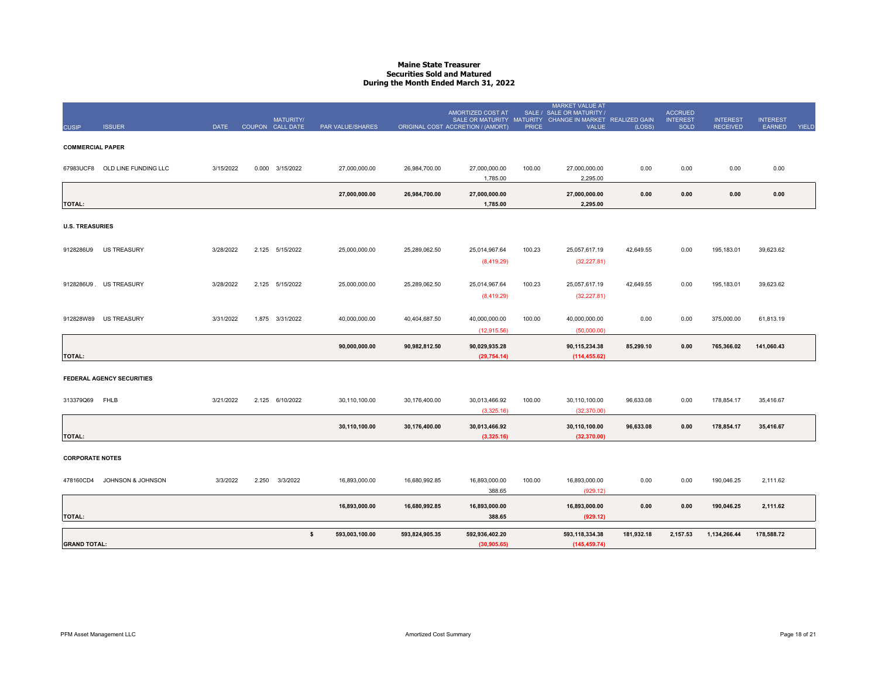# Maine State Treasurer
## Securities Sold and Matured
## During the Month Ended March 31, 2022

| CUSIP | ISSUER | DATE | COUPON | MATURITY/ CALL DATE | PAR VALUE/SHARES | ORIGINAL COST | AMORTIZED COST AT SALE OR MATURITY ACCRETION / (AMORT) | SALE / MATURITY PRICE | MARKET VALUE AT SALE OR MATURITY / CHANGE IN MARKET VALUE | REALIZED GAIN (LOSS) | ACCRUED INTEREST SOLD | INTEREST RECEIVED | INTEREST EARNED | YIELD |
|---|---|---|---|---|---|---|---|---|---|---|---|---|---|---|
| **COMMERCIAL PAPER** | | | | | | | | | | | | | | |
| 67983UCF8 | OLD LINE FUNDING LLC | 3/15/2022 | 0.000 | 3/15/2022 | 27,000,000.00 | 26,984,700.00 | 27,000,000.00 | 100.00 | 27,000,000.00 | 0.00 | 0.00 | 0.00 | 0.00 | |
| | | | | | | | 1,785.00 | | 2,295.00 | | | | | |
| **TOTAL:** | | | | | **27,000,000.00** | **26,984,700.00** | **27,000,000.00** | | **27,000,000.00** | **0.00** | **0.00** | **0.00** | **0.00** | |
| | | | | | | | **1,785.00** | | **2,295.00** | | | | | |
| **U.S. TREASURIES** | | | | | | | | | | | | | | |
| 9128286U9 | US TREASURY | 3/28/2022 | 2.125 | 5/15/2022 | 25,000,000.00 | 25,289,062.50 | 25,014,967.64 | 100.23 | 25,057,617.19 | 42,649.55 | 0.00 | 195,183.01 | 39,623.62 | |
| | | | | | | | (8,419.29) | | (32,227.81) | | | | | |
| 9128286U9 . | US TREASURY | 3/28/2022 | 2.125 | 5/15/2022 | 25,000,000.00 | 25,289,062.50 | 25,014,967.64 | 100.23 | 25,057,617.19 | 42,649.55 | 0.00 | 195,183.01 | 39,623.62 | |
| | | | | | | | (8,419.29) | | (32,227.81) | | | | | |
| 912828W89 | US TREASURY | 3/31/2022 | 1.875 | 3/31/2022 | 40,000,000.00 | 40,404,687.50 | 40,000,000.00 | 100.00 | 40,000,000.00 | 0.00 | 0.00 | 375,000.00 | 61,813.19 | |
| | | | | | | | (12,915.56) | | (50,000.00) | | | | | |
| **TOTAL:** | | | | | **90,000,000.00** | **90,982,812.50** | **90,029,935.28** | | **90,115,234.38** | **85,299.10** | **0.00** | **765,366.02** | **141,060.43** | |
| | | | | | | | **(29,754.14)** | | **(114,455.62)** | | | | | |
| **FEDERAL AGENCY SECURITIES** | | | | | | | | | | | | | | |
| 313379Q69 | FHLB | 3/21/2022 | 2.125 | 6/10/2022 | 30,110,100.00 | 30,176,400.00 | 30,013,466.92 | 100.00 | 30,110,100.00 | 96,633.08 | 0.00 | 178,854.17 | 35,416.67 | |
| | | | | | | | (3,325.16) | | (32,370.00) | | | | | |
| **TOTAL:** | | | | | **30,110,100.00** | **30,176,400.00** | **30,013,466.92** | | **30,110,100.00** | **96,633.08** | **0.00** | **178,854.17** | **35,416.67** | |
| | | | | | | | **(3,325.16)** | | **(32,370.00)** | | | | | |
| **CORPORATE NOTES** | | | | | | | | | | | | | | |
| 478160CD4 | JOHNSON & JOHNSON | 3/3/2022 | 2.250 | 3/3/2022 | 16,893,000.00 | 16,680,992.85 | 16,893,000.00 | 100.00 | 16,893,000.00 | 0.00 | 0.00 | 190,046.25 | 2,111.62 | |
| | | | | | | | 388.65 | | (929.12) | | | | | |
| **TOTAL:** | | | | | **16,893,000.00** | **16,680,992.85** | **16,893,000.00** | | **16,893,000.00** | **0.00** | **0.00** | **190,046.25** | **2,111.62** | |
| | | | | | | | **388.65** | | **(929.12)** | | | | | |
| **GRAND TOTAL:** | | | | **$** | **593,003,100.00** | **593,824,905.35** | **592,936,402.20** | | **593,118,334.38** | **181,932.18** | **2,157.53** | **1,134,266.44** | **178,588.72** | |
| | | | | | | | **(30,905.65)** | | **(145,459.74)** | | | | | |

PFM Asset Management LLC — Amortized Cost Summary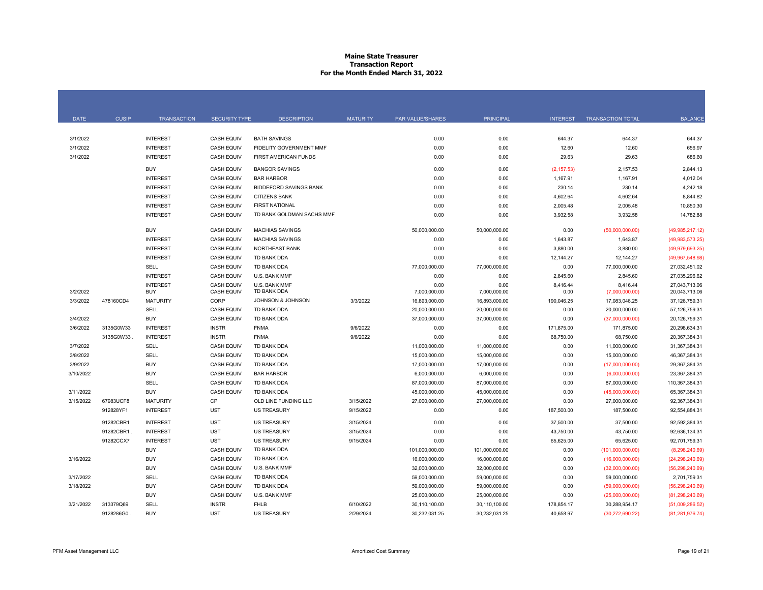# Maine State Treasurer
## Transaction Report
## For the Month Ended March 31, 2022

| DATE | CUSIP | TRANSACTION | SECURITY TYPE | DESCRIPTION | MATURITY | PAR VALUE/SHARES | PRINCIPAL | INTEREST | TRANSACTION TOTAL | BALANCE |
|---|---|---|---|---|---|---|---|---|---|---|
| 3/1/2022 | | INTEREST | CASH EQUIV | BATH SAVINGS | | 0.00 | 0.00 | 644.37 | 644.37 | 644.37 |
| 3/1/2022 | | INTEREST | CASH EQUIV | FIDELITY GOVERNMENT MMF | | 0.00 | 0.00 | 12.60 | 12.60 | 656.97 |
| 3/1/2022 | | INTEREST | CASH EQUIV | FIRST AMERICAN FUNDS | | 0.00 | 0.00 | 29.63 | 29.63 | 686.60 |
| | | BUY | CASH EQUIV | BANGOR SAVINGS | | 0.00 | 0.00 | (2,157.53) | 2,157.53 | 2,844.13 |
| | | INTEREST | CASH EQUIV | BAR HARBOR | | 0.00 | 0.00 | 1,167.91 | 1,167.91 | 4,012.04 |
| | | INTEREST | CASH EQUIV | BIDDEFORD SAVINGS BANK | | 0.00 | 0.00 | 230.14 | 230.14 | 4,242.18 |
| | | INTEREST | CASH EQUIV | CITIZENS BANK | | 0.00 | 0.00 | 4,602.64 | 4,602.64 | 8,844.82 |
| | | INTEREST | CASH EQUIV | FIRST NATIONAL | | 0.00 | 0.00 | 2,005.48 | 2,005.48 | 10,850.30 |
| | | INTEREST | CASH EQUIV | TD BANK GOLDMAN SACHS MMF | | 0.00 | 0.00 | 3,932.58 | 3,932.58 | 14,782.88 |
| | | BUY | CASH EQUIV | MACHIAS SAVINGS | | 50,000,000.00 | 50,000,000.00 | 0.00 | (50,000,000.00) | (49,985,217.12) |
| | | INTEREST | CASH EQUIV | MACHIAS SAVINGS | | 0.00 | 0.00 | 1,643.87 | 1,643.87 | (49,983,573.25) |
| | | INTEREST | CASH EQUIV | NORTHEAST BANK | | 0.00 | 0.00 | 3,880.00 | 3,880.00 | (49,979,693.25) |
| | | INTEREST | CASH EQUIV | TD BANK DDA | | 0.00 | 0.00 | 12,144.27 | 12,144.27 | (49,967,548.98) |
| | | SELL | CASH EQUIV | TD BANK DDA | | 77,000,000.00 | 77,000,000.00 | 0.00 | 77,000,000.00 | 27,032,451.02 |
| | | INTEREST | CASH EQUIV | U.S. BANK MMF | | 0.00 | 0.00 | 2,845.60 | 2,845.60 | 27,035,296.62 |
| | | INTEREST | CASH EQUIV | U.S. BANK MMF | | 0.00 | 0.00 | 8,416.44 | 8,416.44 | 27,043,713.06 |
| 3/2/2022 | | BUY | CASH EQUIV | TD BANK DDA | | 7,000,000.00 | 7,000,000.00 | 0.00 | (7,000,000.00) | 20,043,713.06 |
| 3/3/2022 | 478160CD4 | MATURITY | CORP | JOHNSON & JOHNSON | 3/3/2022 | 16,893,000.00 | 16,893,000.00 | 190,046.25 | 17,083,046.25 | 37,126,759.31 |
| | | SELL | CASH EQUIV | TD BANK DDA | | 20,000,000.00 | 20,000,000.00 | 0.00 | 20,000,000.00 | 57,126,759.31 |
| 3/4/2022 | | BUY | CASH EQUIV | TD BANK DDA | | 37,000,000.00 | 37,000,000.00 | 0.00 | (37,000,000.00) | 20,126,759.31 |
| 3/6/2022 | 3135G0W33 | INTEREST | INSTR | FNMA | 9/6/2022 | 0.00 | 0.00 | 171,875.00 | 171,875.00 | 20,298,634.31 |
| | 3135G0W33 . | INTEREST | INSTR | FNMA | 9/6/2022 | 0.00 | 0.00 | 68,750.00 | 68,750.00 | 20,367,384.31 |
| 3/7/2022 | | SELL | CASH EQUIV | TD BANK DDA | | 11,000,000.00 | 11,000,000.00 | 0.00 | 11,000,000.00 | 31,367,384.31 |
| 3/8/2022 | | SELL | CASH EQUIV | TD BANK DDA | | 15,000,000.00 | 15,000,000.00 | 0.00 | 15,000,000.00 | 46,367,384.31 |
| 3/9/2022 | | BUY | CASH EQUIV | TD BANK DDA | | 17,000,000.00 | 17,000,000.00 | 0.00 | (17,000,000.00) | 29,367,384.31 |
| 3/10/2022 | | BUY | CASH EQUIV | BAR HARBOR | | 6,000,000.00 | 6,000,000.00 | 0.00 | (6,000,000.00) | 23,367,384.31 |
| | | SELL | CASH EQUIV | TD BANK DDA | | 87,000,000.00 | 87,000,000.00 | 0.00 | 87,000,000.00 | 110,367,384.31 |
| 3/11/2022 | | BUY | CASH EQUIV | TD BANK DDA | | 45,000,000.00 | 45,000,000.00 | 0.00 | (45,000,000.00) | 65,367,384.31 |
| 3/15/2022 | 67983UCF8 | MATURITY | CP | OLD LINE FUNDING LLC | 3/15/2022 | 27,000,000.00 | 27,000,000.00 | 0.00 | 27,000,000.00 | 92,367,384.31 |
| | 912828YF1 | INTEREST | UST | US TREASURY | 9/15/2022 | 0.00 | 0.00 | 187,500.00 | 187,500.00 | 92,554,884.31 |
| | 91282CBR1 | INTEREST | UST | US TREASURY | 3/15/2024 | 0.00 | 0.00 | 37,500.00 | 37,500.00 | 92,592,384.31 |
| | 91282CBR1 . | INTEREST | UST | US TREASURY | 3/15/2024 | 0.00 | 0.00 | 43,750.00 | 43,750.00 | 92,636,134.31 |
| | 91282CCX7 | INTEREST | UST | US TREASURY | 9/15/2024 | 0.00 | 0.00 | 65,625.00 | 65,625.00 | 92,701,759.31 |
| | | BUY | CASH EQUIV | TD BANK DDA | | 101,000,000.00 | 101,000,000.00 | 0.00 | (101,000,000.00) | (8,298,240.69) |
| 3/16/2022 | | BUY | CASH EQUIV | TD BANK DDA | | 16,000,000.00 | 16,000,000.00 | 0.00 | (16,000,000.00) | (24,298,240.69) |
| | | BUY | CASH EQUIV | U.S. BANK MMF | | 32,000,000.00 | 32,000,000.00 | 0.00 | (32,000,000.00) | (56,298,240.69) |
| 3/17/2022 | | SELL | CASH EQUIV | TD BANK DDA | | 59,000,000.00 | 59,000,000.00 | 0.00 | 59,000,000.00 | 2,701,759.31 |
| 3/18/2022 | | BUY | CASH EQUIV | TD BANK DDA | | 59,000,000.00 | 59,000,000.00 | 0.00 | (59,000,000.00) | (56,298,240.69) |
| | | BUY | CASH EQUIV | U.S. BANK MMF | | 25,000,000.00 | 25,000,000.00 | 0.00 | (25,000,000.00) | (81,298,240.69) |
| 3/21/2022 | 313379Q69 | SELL | INSTR | FHLB | 6/10/2022 | 30,110,100.00 | 30,110,100.00 | 178,854.17 | 30,288,954.17 | (51,009,286.52) |
| | 9128286G0 . | BUY | UST | US TREASURY | 2/29/2024 | 30,232,031.25 | 30,232,031.25 | 40,658.97 | (30,272,690.22) | (81,281,976.74) |

PFM Asset Management LLC — Amortized Cost Summary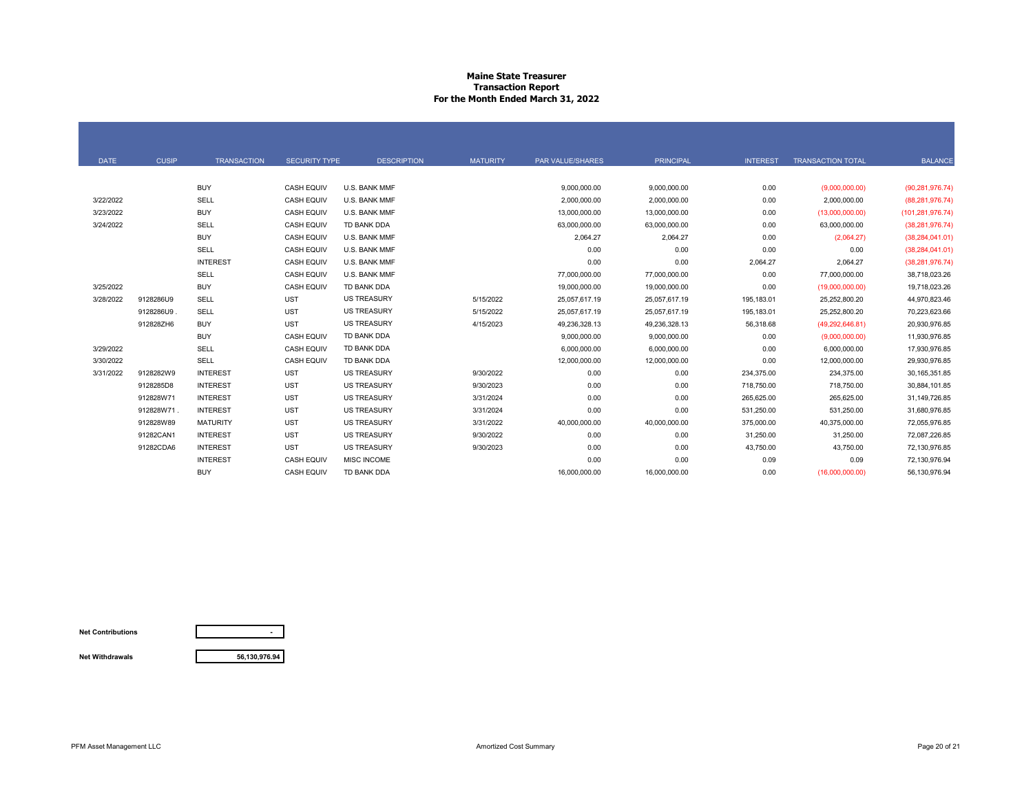**Maine State Treasurer**
**Transaction Report**
**For the Month Ended March 31, 2022**

| DATE | CUSIP | TRANSACTION | SECURITY TYPE | DESCRIPTION | MATURITY | PAR VALUE/SHARES | PRINCIPAL | INTEREST | TRANSACTION TOTAL | BALANCE |
|---|---|---|---|---|---|---|---|---|---|---|
| | | BUY | CASH EQUIV | U.S. BANK MMF | | 9,000,000.00 | 9,000,000.00 | 0.00 | (9,000,000.00) | (90,281,976.74) |
| 3/22/2022 | | SELL | CASH EQUIV | U.S. BANK MMF | | 2,000,000.00 | 2,000,000.00 | 0.00 | 2,000,000.00 | (88,281,976.74) |
| 3/23/2022 | | BUY | CASH EQUIV | U.S. BANK MMF | | 13,000,000.00 | 13,000,000.00 | 0.00 | (13,000,000.00) | (101,281,976.74) |
| 3/24/2022 | | SELL | CASH EQUIV | TD BANK DDA | | 63,000,000.00 | 63,000,000.00 | 0.00 | 63,000,000.00 | (38,281,976.74) |
| | | BUY | CASH EQUIV | U.S. BANK MMF | | 2,064.27 | 2,064.27 | 0.00 | (2,064.27) | (38,284,041.01) |
| | | SELL | CASH EQUIV | U.S. BANK MMF | | 0.00 | 0.00 | 0.00 | 0.00 | (38,284,041.01) |
| | | INTEREST | CASH EQUIV | U.S. BANK MMF | | 0.00 | 0.00 | 2,064.27 | 2,064.27 | (38,281,976.74) |
| | | SELL | CASH EQUIV | U.S. BANK MMF | | 77,000,000.00 | 77,000,000.00 | 0.00 | 77,000,000.00 | 38,718,023.26 |
| 3/25/2022 | | BUY | CASH EQUIV | TD BANK DDA | | 19,000,000.00 | 19,000,000.00 | 0.00 | (19,000,000.00) | 19,718,023.26 |
| 3/28/2022 | 9128286U9 | SELL | UST | US TREASURY | 5/15/2022 | 25,057,617.19 | 25,057,617.19 | 195,183.01 | 25,252,800.20 | 44,970,823.46 |
| | 9128286U9 . | SELL | UST | US TREASURY | 5/15/2022 | 25,057,617.19 | 25,057,617.19 | 195,183.01 | 25,252,800.20 | 70,223,623.66 |
| | 912828ZH6 | BUY | UST | US TREASURY | 4/15/2023 | 49,236,328.13 | 49,236,328.13 | 56,318.68 | (49,292,646.81) | 20,930,976.85 |
| | | BUY | CASH EQUIV | TD BANK DDA | | 9,000,000.00 | 9,000,000.00 | 0.00 | (9,000,000.00) | 11,930,976.85 |
| 3/29/2022 | | SELL | CASH EQUIV | TD BANK DDA | | 6,000,000.00 | 6,000,000.00 | 0.00 | 6,000,000.00 | 17,930,976.85 |
| 3/30/2022 | | SELL | CASH EQUIV | TD BANK DDA | | 12,000,000.00 | 12,000,000.00 | 0.00 | 12,000,000.00 | 29,930,976.85 |
| 3/31/2022 | 9128282W9 | INTEREST | UST | US TREASURY | 9/30/2022 | 0.00 | 0.00 | 234,375.00 | 234,375.00 | 30,165,351.85 |
| | 9128285D8 | INTEREST | UST | US TREASURY | 9/30/2023 | 0.00 | 0.00 | 718,750.00 | 718,750.00 | 30,884,101.85 |
| | 912828W71 | INTEREST | UST | US TREASURY | 3/31/2024 | 0.00 | 0.00 | 265,625.00 | 265,625.00 | 31,149,726.85 |
| | 912828W71 . | INTEREST | UST | US TREASURY | 3/31/2024 | 0.00 | 0.00 | 531,250.00 | 531,250.00 | 31,680,976.85 |
| | 912828W89 | MATURITY | UST | US TREASURY | 3/31/2022 | 40,000,000.00 | 40,000,000.00 | 375,000.00 | 40,375,000.00 | 72,055,976.85 |
| | 91282CAN1 | INTEREST | UST | US TREASURY | 9/30/2022 | 0.00 | 0.00 | 31,250.00 | 31,250.00 | 72,087,226.85 |
| | 91282CDA6 | INTEREST | UST | US TREASURY | 9/30/2023 | 0.00 | 0.00 | 43,750.00 | 43,750.00 | 72,130,976.85 |
| | | INTEREST | CASH EQUIV | MISC INCOME | | 0.00 | 0.00 | 0.09 | 0.09 | 72,130,976.94 |
| | | BUY | CASH EQUIV | TD BANK DDA | | 16,000,000.00 | 16,000,000.00 | 0.00 | (16,000,000.00) | 56,130,976.94 |

| | |
|---|---|
| **Net Contributions** | - |
| **Net Withdrawals** | 56,130,976.94 |

PFM Asset Management LLC — Amortized Cost Summary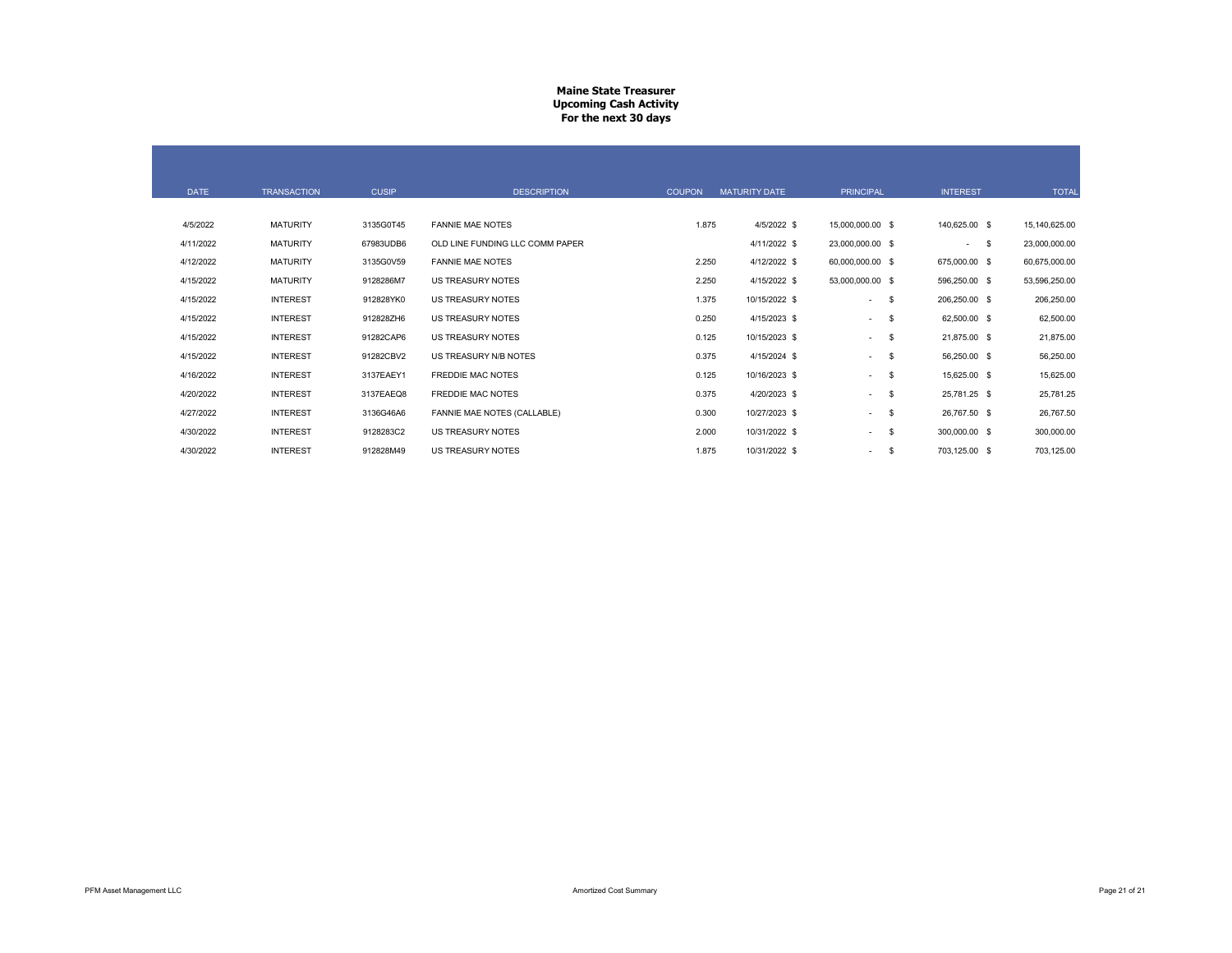# Maine State Treasurer
## Upcoming Cash Activity
### For the next 30 days

| DATE | TRANSACTION | CUSIP | DESCRIPTION | COUPON | MATURITY DATE | PRINCIPAL | INTEREST | TOTAL |
|---|---|---|---|---|---|---|---|---|
| 4/5/2022 | MATURITY | 3135G0T45 | FANNIE MAE NOTES | 1.875 | 4/5/2022 | $ 15,000,000.00 | $ 140,625.00 | $ 15,140,625.00 |
| 4/11/2022 | MATURITY | 67983UDB6 | OLD LINE FUNDING LLC COMM PAPER | | 4/11/2022 | $ 23,000,000.00 | $ - | $ 23,000,000.00 |
| 4/12/2022 | MATURITY | 3135G0V59 | FANNIE MAE NOTES | 2.250 | 4/12/2022 | $ 60,000,000.00 | $ 675,000.00 | $ 60,675,000.00 |
| 4/15/2022 | MATURITY | 9128286M7 | US TREASURY NOTES | 2.250 | 4/15/2022 | $ 53,000,000.00 | $ 596,250.00 | $ 53,596,250.00 |
| 4/15/2022 | INTEREST | 912828YK0 | US TREASURY NOTES | 1.375 | 10/15/2022 | $ - | $ 206,250.00 | $ 206,250.00 |
| 4/15/2022 | INTEREST | 912828ZH6 | US TREASURY NOTES | 0.250 | 4/15/2023 | $ - | $ 62,500.00 | $ 62,500.00 |
| 4/15/2022 | INTEREST | 91282CAP6 | US TREASURY NOTES | 0.125 | 10/15/2023 | $ - | $ 21,875.00 | $ 21,875.00 |
| 4/15/2022 | INTEREST | 91282CBV2 | US TREASURY N/B NOTES | 0.375 | 4/15/2024 | $ - | $ 56,250.00 | $ 56,250.00 |
| 4/16/2022 | INTEREST | 3137EAEY1 | FREDDIE MAC NOTES | 0.125 | 10/16/2023 | $ - | $ 15,625.00 | $ 15,625.00 |
| 4/20/2022 | INTEREST | 3137EAEQ8 | FREDDIE MAC NOTES | 0.375 | 4/20/2023 | $ - | $ 25,781.25 | $ 25,781.25 |
| 4/27/2022 | INTEREST | 3136G46A6 | FANNIE MAE NOTES (CALLABLE) | 0.300 | 10/27/2023 | $ - | $ 26,767.50 | $ 26,767.50 |
| 4/30/2022 | INTEREST | 9128283C2 | US TREASURY NOTES | 2.000 | 10/31/2022 | $ - | $ 300,000.00 | $ 300,000.00 |
| 4/30/2022 | INTEREST | 912828M49 | US TREASURY NOTES | 1.875 | 10/31/2022 | $ - | $ 703,125.00 | $ 703,125.00 |